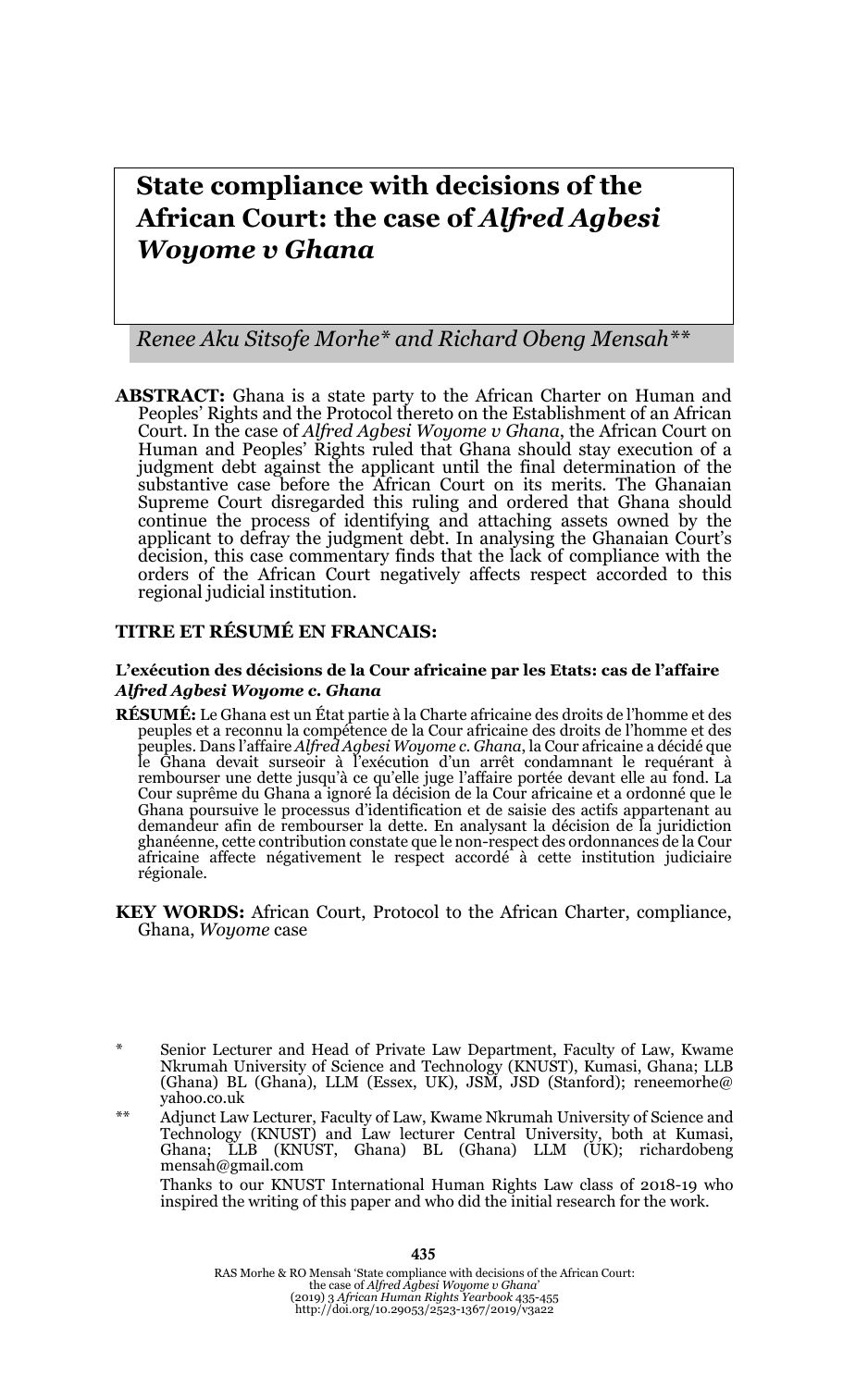# State compliance with decisions of the African Court: the case of *Alfred Agbesi Woyome v Ghana*

*Renee Aku Sitsofe Morhe\* and Richard Obeng Mensah\*\**

**ABSTRACT:** Ghana is a state party to the African Charter on Human and Peoples' Rights and the Protocol thereto on the Establishment of an African Court. In the case of *Alfred Agbesi Woyome v Ghana*, the African Court on Human and Peoples' Rights ruled that Ghana should stay execution of a judgment debt against the applicant until the final determination of the substantive case before the African Court on its merits. The Ghanaian Supreme Court disregarded this ruling and ordered that Ghana should continue the process of identifying and attaching assets owned by the applicant to defray the judgment debt. In analysing the Ghanaian Court's decision, this case commentary finds that the lack of compliance with the orders of the African Court negatively affects respect accorded to this regional judicial institution.

**TITRE ET RÉSUMÉ EN FRANCAIS:**

**L'exécution des décisions de la Cour africaine par les Etats: cas de l'affaire *Alfred Agbesi Woyome c. Ghana***

**RÉSUMÉ:** Le Ghana est un État partie à la Charte africaine des droits de l'homme et des peuples et a reconnu la compétence de la Cour africaine des droits de l'homme et des peuples. Dans l'affaire *Alfred Agbesi Woyome c. Ghana*, la Cour africaine a décidé que le Ghana devait surseoir à l'exécution d'un arrêt condamnant le requérant à rembourser une dette jusqu'à ce qu'elle juge l'affaire portée devant elle au fond. La Cour suprême du Ghana a ignoré la décision de la Cour africaine et a ordonné que le Ghana poursuive le processus d'identification et de saisie des actifs appartenant au demandeur afin de rembourser la dette. En analysant la décision de la juridiction ghanéenne, cette contribution constate que le non-respect des ordonnances de la Cour africaine affecte négativement le respect accordé à cette institution judiciaire régionale.

**KEY WORDS:** African Court, Protocol to the African Charter, compliance, Ghana, *Woyome* case

\* Senior Lecturer and Head of Private Law Department, Faculty of Law, Kwame Nkrumah University of Science and Technology (KNUST), Kumasi, Ghana; LLB (Ghana) BL (Ghana), LLM (Essex, UK), JSM, JSD (Stanford); reneemorhe@yahoo.co.uk

\*\* Adjunct Law Lecturer, Faculty of Law, Kwame Nkrumah University of Science and Technology (KNUST) and Law lecturer Central University, both at Kumasi, Ghana; LLB (KNUST, Ghana) BL (Ghana) LLM (UK); richardobengmensah@gmail.com

Thanks to our KNUST International Human Rights Law class of 2018-19 who inspired the writing of this paper and who did the initial research for the work.

RAS Morhe & RO Mensah 'State compliance with decisions of the African Court: the case of *Alfred Agbesi Woyome v Ghana*' (2019) 3 *African Human Rights Yearbook* 435-455 http://doi.org/10.29053/2523-1367/2019/v3a22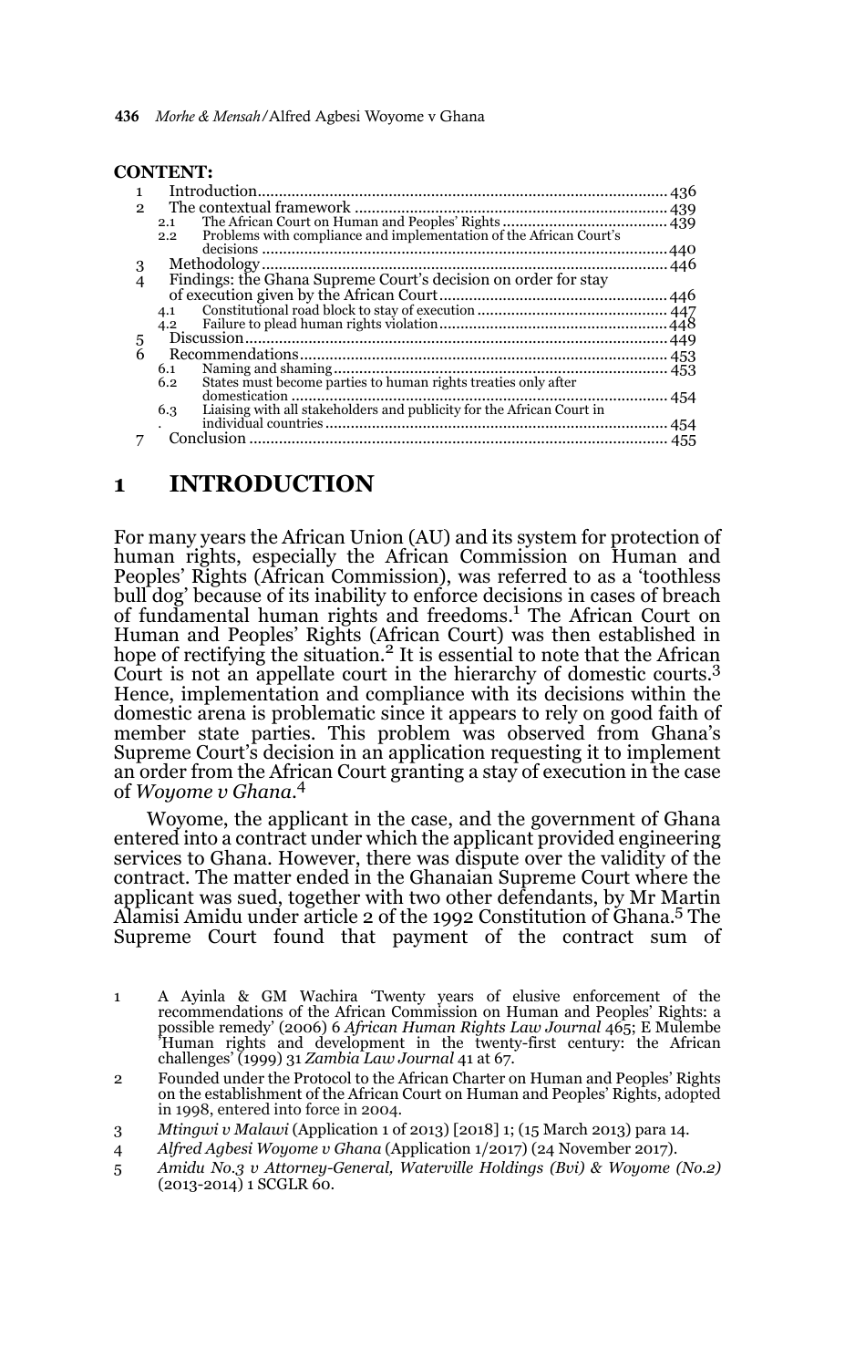**CONTENT:**

1 Introduction ........ 436
2 The contextual framework ........ 439
 2.1 The African Court on Human and Peoples' Rights ........ 439
 2.2 Problems with compliance and implementation of the African Court's decisions ........ 440
3 Methodology ........ 446
4 Findings: the Ghana Supreme Court's decision on order for stay of execution given by the African Court ........ 446
 4.1 Constitutional road block to stay of execution ........ 447
 4.2 Failure to plead human rights violation ........ 448
5 Discussion ........ 449
6 Recommendations ........ 453
 6.1 Naming and shaming ........ 453
 6.2 States must become parties to human rights treaties only after domestication ........ 454
 6.3 Liaising with all stakeholders and publicity for the African Court in individual countries ........ 454
7 Conclusion ........ 455

# 1 INTRODUCTION

For many years the African Union (AU) and its system for protection of human rights, especially the African Commission on Human and Peoples' Rights (African Commission), was referred to as a 'toothless bull dog' because of its inability to enforce decisions in cases of breach of fundamental human rights and freedoms.[1] The African Court on Human and Peoples' Rights (African Court) was then established in hope of rectifying the situation.[2] It is essential to note that the African Court is not an appellate court in the hierarchy of domestic courts.[3] Hence, implementation and compliance with its decisions within the domestic arena is problematic since it appears to rely on good faith of member state parties. This problem was observed from Ghana's Supreme Court's decision in an application requesting it to implement an order from the African Court granting a stay of execution in the case of *Woyome v Ghana*.[4]

Woyome, the applicant in the case, and the government of Ghana entered into a contract under which the applicant provided engineering services to Ghana. However, there was dispute over the validity of the contract. The matter ended in the Ghanaian Supreme Court where the applicant was sued, together with two other defendants, by Mr Martin Alamisi Amidu under article 2 of the 1992 Constitution of Ghana.[5] The Supreme Court found that payment of the contract sum of

---

1 A Ayinla & GM Wachira 'Twenty years of elusive enforcement of the recommendations of the African Commission on Human and Peoples' Rights: a possible remedy' (2006) 6 *African Human Rights Law Journal* 465; E Mulembe 'Human rights and development in the twenty-first century: the African challenges' (1999) 31 *Zambia Law Journal* 41 at 67.

2 Founded under the Protocol to the African Charter on Human and Peoples' Rights on the establishment of the African Court on Human and Peoples' Rights, adopted in 1998, entered into force in 2004.

3 *Mtingwi v Malawi* (Application 1 of 2013) [2018] 1; (15 March 2013) para 14.

4 *Alfred Agbesi Woyome v Ghana* (Application 1/2017) (24 November 2017).

5 *Amidu No.3 v Attorney-General, Waterville Holdings (Bvi) & Woyome (No.2)* (2013-2014) 1 SCGLR 60.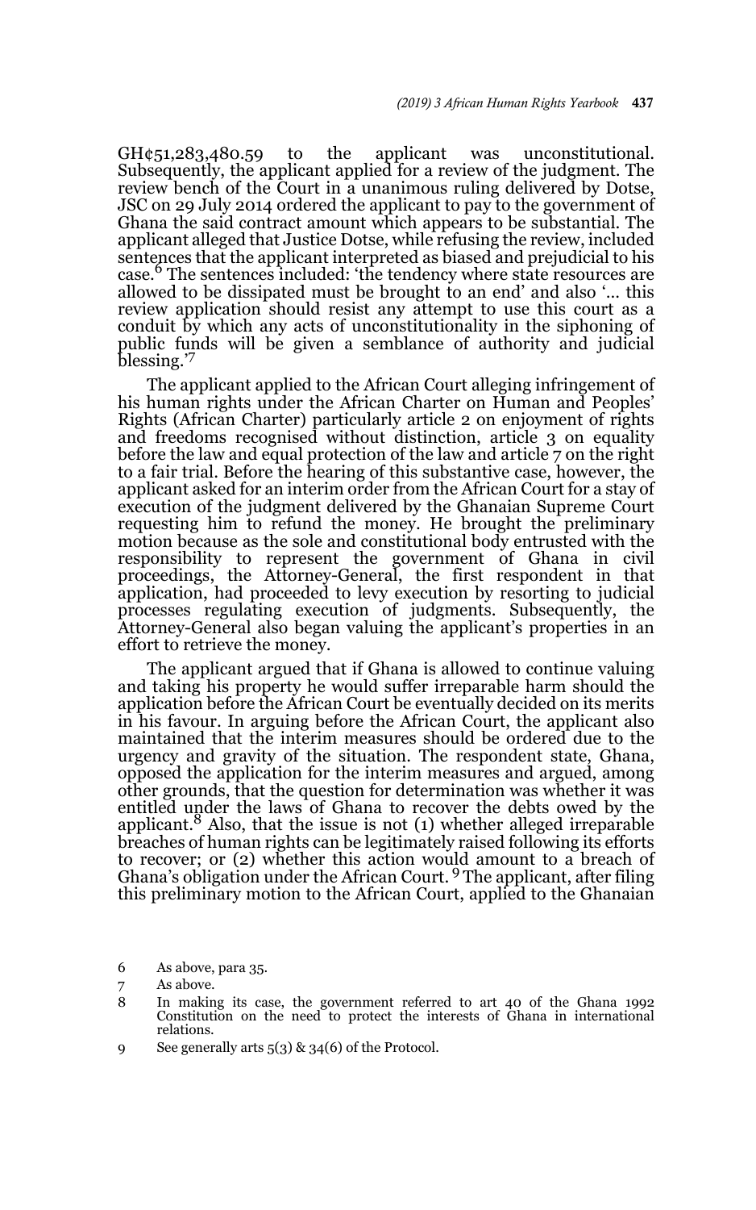GH¢51,283,480.59 to the applicant was unconstitutional. Subsequently, the applicant applied for a review of the judgment. The review bench of the Court in a unanimous ruling delivered by Dotse, JSC on 29 July 2014 ordered the applicant to pay to the government of Ghana the said contract amount which appears to be substantial. The applicant alleged that Justice Dotse, while refusing the review, included sentences that the applicant interpreted as biased and prejudicial to his case.[6] The sentences included: 'the tendency where state resources are allowed to be dissipated must be brought to an end' and also '... this review application should resist any attempt to use this court as a conduit by which any acts of unconstitutionality in the siphoning of public funds will be given a semblance of authority and judicial blessing.'[7]

The applicant applied to the African Court alleging infringement of his human rights under the African Charter on Human and Peoples' Rights (African Charter) particularly article 2 on enjoyment of rights and freedoms recognised without distinction, article 3 on equality before the law and equal protection of the law and article 7 on the right to a fair trial. Before the hearing of this substantive case, however, the applicant asked for an interim order from the African Court for a stay of execution of the judgment delivered by the Ghanaian Supreme Court requesting him to refund the money. He brought the preliminary motion because as the sole and constitutional body entrusted with the responsibility to represent the government of Ghana in civil proceedings, the Attorney-General, the first respondent in that application, had proceeded to levy execution by resorting to judicial processes regulating execution of judgments. Subsequently, the Attorney-General also began valuing the applicant's properties in an effort to retrieve the money.

The applicant argued that if Ghana is allowed to continue valuing and taking his property he would suffer irreparable harm should the application before the African Court be eventually decided on its merits in his favour. In arguing before the African Court, the applicant also maintained that the interim measures should be ordered due to the urgency and gravity of the situation. The respondent state, Ghana, opposed the application for the interim measures and argued, among other grounds, that the question for determination was whether it was entitled under the laws of Ghana to recover the debts owed by the applicant.[8] Also, that the issue is not (1) whether alleged irreparable breaches of human rights can be legitimately raised following its efforts to recover; or (2) whether this action would amount to a breach of Ghana's obligation under the African Court.[9] The applicant, after filing this preliminary motion to the African Court, applied to the Ghanaian

6 As above, para 35.

7 As above.

8 In making its case, the government referred to art 40 of the Ghana 1992 Constitution on the need to protect the interests of Ghana in international relations.

9 See generally arts 5(3) & 34(6) of the Protocol.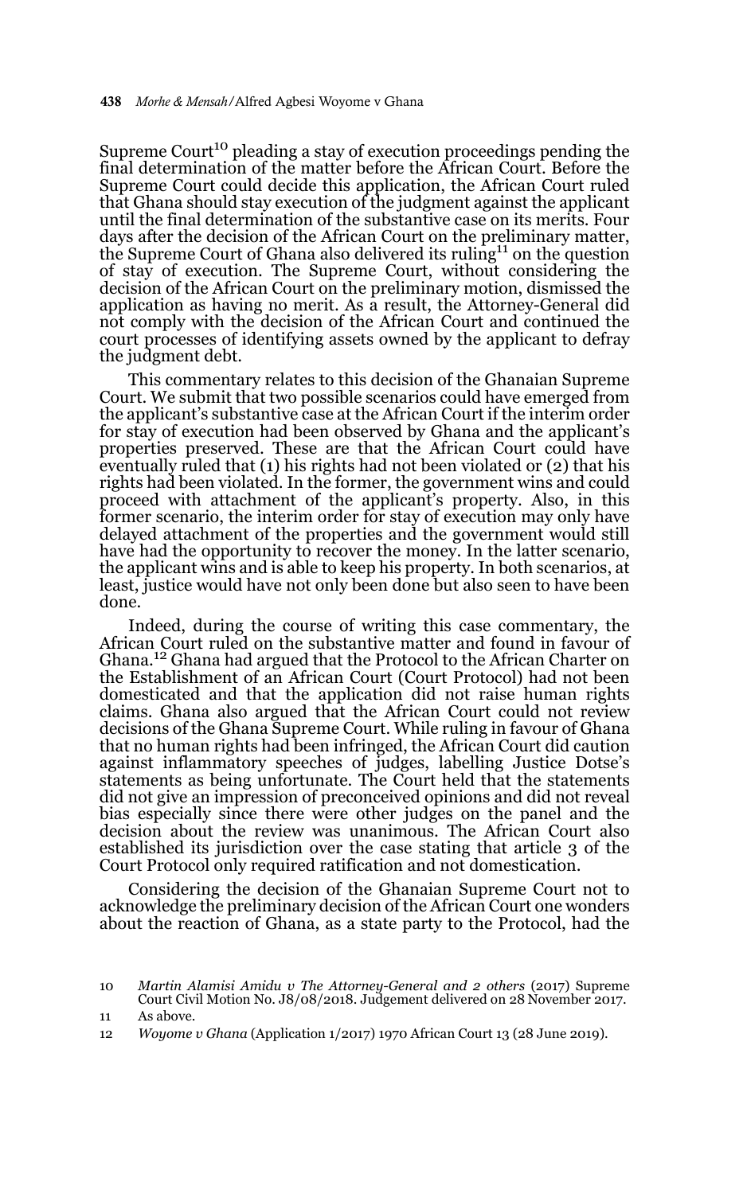Supreme Court[10] pleading a stay of execution proceedings pending the final determination of the matter before the African Court. Before the Supreme Court could decide this application, the African Court ruled that Ghana should stay execution of the judgment against the applicant until the final determination of the substantive case on its merits. Four days after the decision of the African Court on the preliminary matter, the Supreme Court of Ghana also delivered its ruling[11] on the question of stay of execution. The Supreme Court, without considering the decision of the African Court on the preliminary motion, dismissed the application as having no merit. As a result, the Attorney-General did not comply with the decision of the African Court and continued the court processes of identifying assets owned by the applicant to defray the judgment debt.

This commentary relates to this decision of the Ghanaian Supreme Court. We submit that two possible scenarios could have emerged from the applicant's substantive case at the African Court if the interim order for stay of execution had been observed by Ghana and the applicant's properties preserved. These are that the African Court could have eventually ruled that (1) his rights had not been violated or (2) that his rights had been violated. In the former, the government wins and could proceed with attachment of the applicant's property. Also, in this former scenario, the interim order for stay of execution may only have delayed attachment of the properties and the government would still have had the opportunity to recover the money. In the latter scenario, the applicant wins and is able to keep his property. In both scenarios, at least, justice would have not only been done but also seen to have been done.

Indeed, during the course of writing this case commentary, the African Court ruled on the substantive matter and found in favour of Ghana.[12] Ghana had argued that the Protocol to the African Charter on the Establishment of an African Court (Court Protocol) had not been domesticated and that the application did not raise human rights claims. Ghana also argued that the African Court could not review decisions of the Ghana Supreme Court. While ruling in favour of Ghana that no human rights had been infringed, the African Court did caution against inflammatory speeches of judges, labelling Justice Dotse's statements as being unfortunate. The Court held that the statements did not give an impression of preconceived opinions and did not reveal bias especially since there were other judges on the panel and the decision about the review was unanimous. The African Court also established its jurisdiction over the case stating that article 3 of the Court Protocol only required ratification and not domestication.

Considering the decision of the Ghanaian Supreme Court not to acknowledge the preliminary decision of the African Court one wonders about the reaction of Ghana, as a state party to the Protocol, had the

---

10 *Martin Alamisi Amidu v The Attorney-General and 2 others* (2017) Supreme Court Civil Motion No. J8/08/2018. Judgement delivered on 28 November 2017.

11 As above.

12 *Woyome v Ghana* (Application 1/2017) 1970 African Court 13 (28 June 2019).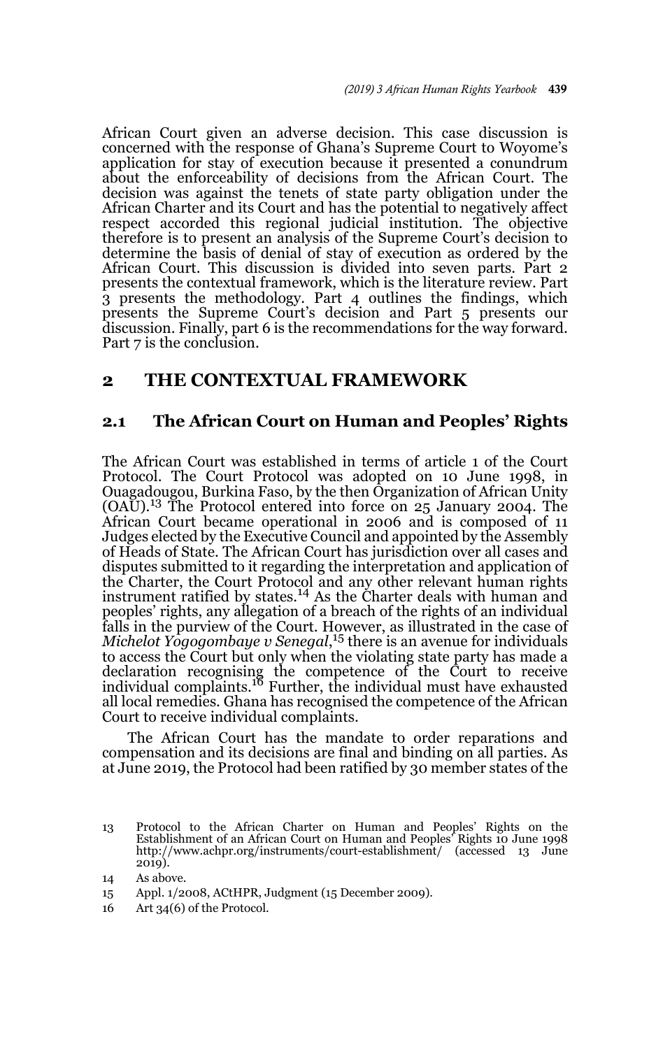African Court given an adverse decision. This case discussion is concerned with the response of Ghana's Supreme Court to Woyome's application for stay of execution because it presented a conundrum about the enforceability of decisions from the African Court. The decision was against the tenets of state party obligation under the African Charter and its Court and has the potential to negatively affect respect accorded this regional judicial institution. The objective therefore is to present an analysis of the Supreme Court's decision to determine the basis of denial of stay of execution as ordered by the African Court. This discussion is divided into seven parts. Part 2 presents the contextual framework, which is the literature review. Part 3 presents the methodology. Part 4 outlines the findings, which presents the Supreme Court's decision and Part 5 presents our discussion. Finally, part 6 is the recommendations for the way forward. Part 7 is the conclusion.

## 2 THE CONTEXTUAL FRAMEWORK

### 2.1 The African Court on Human and Peoples' Rights

The African Court was established in terms of article 1 of the Court Protocol. The Court Protocol was adopted on 10 June 1998, in Ouagadougou, Burkina Faso, by the then Organization of African Unity (OAU).[13] The Protocol entered into force on 25 January 2004. The African Court became operational in 2006 and is composed of 11 Judges elected by the Executive Council and appointed by the Assembly of Heads of State. The African Court has jurisdiction over all cases and disputes submitted to it regarding the interpretation and application of the Charter, the Court Protocol and any other relevant human rights instrument ratified by states.[14] As the Charter deals with human and peoples' rights, any allegation of a breach of the rights of an individual falls in the purview of the Court. However, as illustrated in the case of *Michelot Yogogombaye v Senegal*,[15] there is an avenue for individuals to access the Court but only when the violating state party has made a declaration recognising the competence of the Court to receive individual complaints.[16] Further, the individual must have exhausted all local remedies. Ghana has recognised the competence of the African Court to receive individual complaints.

The African Court has the mandate to order reparations and compensation and its decisions are final and binding on all parties. As at June 2019, the Protocol had been ratified by 30 member states of the

13 Protocol to the African Charter on Human and Peoples' Rights on the Establishment of an African Court on Human and Peoples' Rights 10 June 1998 http://www.achpr.org/instruments/court-establishment/ (accessed 13 June 2019).

14 As above.

15 Appl. 1/2008, ACtHPR, Judgment (15 December 2009).

16 Art 34(6) of the Protocol.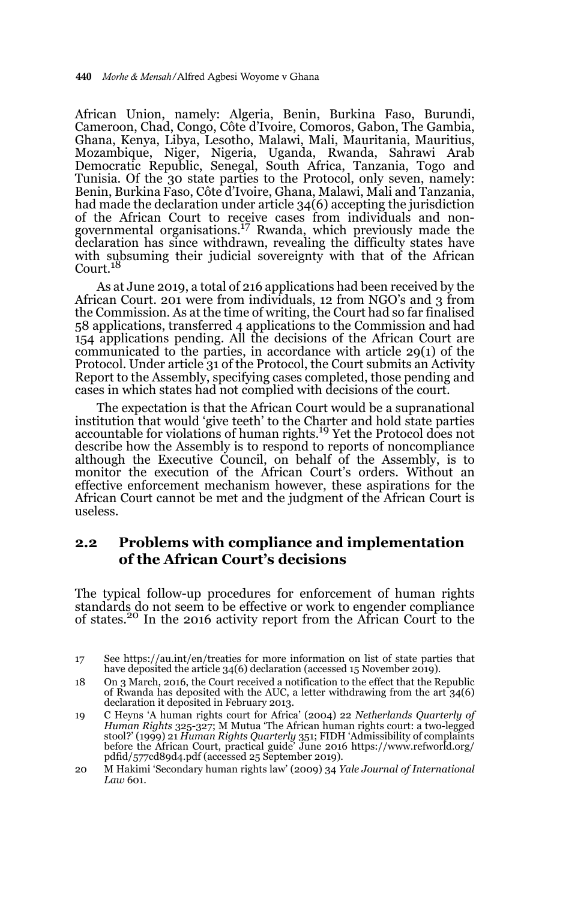African Union, namely: Algeria, Benin, Burkina Faso, Burundi, Cameroon, Chad, Congo, Côte d'Ivoire, Comoros, Gabon, The Gambia, Ghana, Kenya, Libya, Lesotho, Malawi, Mali, Mauritania, Mauritius, Mozambique, Niger, Nigeria, Uganda, Rwanda, Sahrawi Arab Democratic Republic, Senegal, South Africa, Tanzania, Togo and Tunisia. Of the 30 state parties to the Protocol, only seven, namely: Benin, Burkina Faso, Côte d'Ivoire, Ghana, Malawi, Mali and Tanzania, had made the declaration under article 34(6) accepting the jurisdiction of the African Court to receive cases from individuals and non-governmental organisations.[17] Rwanda, which previously made the declaration has since withdrawn, revealing the difficulty states have with subsuming their judicial sovereignty with that of the African Court.[18]

As at June 2019, a total of 216 applications had been received by the African Court. 201 were from individuals, 12 from NGO's and 3 from the Commission. As at the time of writing, the Court had so far finalised 58 applications, transferred 4 applications to the Commission and had 154 applications pending. All the decisions of the African Court are communicated to the parties, in accordance with article 29(1) of the Protocol. Under article 31 of the Protocol, the Court submits an Activity Report to the Assembly, specifying cases completed, those pending and cases in which states had not complied with decisions of the court.

The expectation is that the African Court would be a supranational institution that would 'give teeth' to the Charter and hold state parties accountable for violations of human rights.[19] Yet the Protocol does not describe how the Assembly is to respond to reports of noncompliance although the Executive Council, on behalf of the Assembly, is to monitor the execution of the African Court's orders. Without an effective enforcement mechanism however, these aspirations for the African Court cannot be met and the judgment of the African Court is useless.

## 2.2 Problems with compliance and implementation of the African Court's decisions

The typical follow-up procedures for enforcement of human rights standards do not seem to be effective or work to engender compliance of states.[20] In the 2016 activity report from the African Court to the

---

17 See https://au.int/en/treaties for more information on list of state parties that have deposited the article 34(6) declaration (accessed 15 November 2019).

18 On 3 March, 2016, the Court received a notification to the effect that the Republic of Rwanda has deposited with the AUC, a letter withdrawing from the art 34(6) declaration it deposited in February 2013.

19 C Heyns 'A human rights court for Africa' (2004) 22 *Netherlands Quarterly of Human Rights* 325-327; M Mutua 'The African human rights court: a two-legged stool?' (1999) 21 *Human Rights Quarterly* 351; FIDH 'Admissibility of complaints before the African Court, practical guide' June 2016 https://www.refworld.org/pdfid/577cd89d4.pdf (accessed 25 September 2019).

20 M Hakimi 'Secondary human rights law' (2009) 34 *Yale Journal of International Law* 601.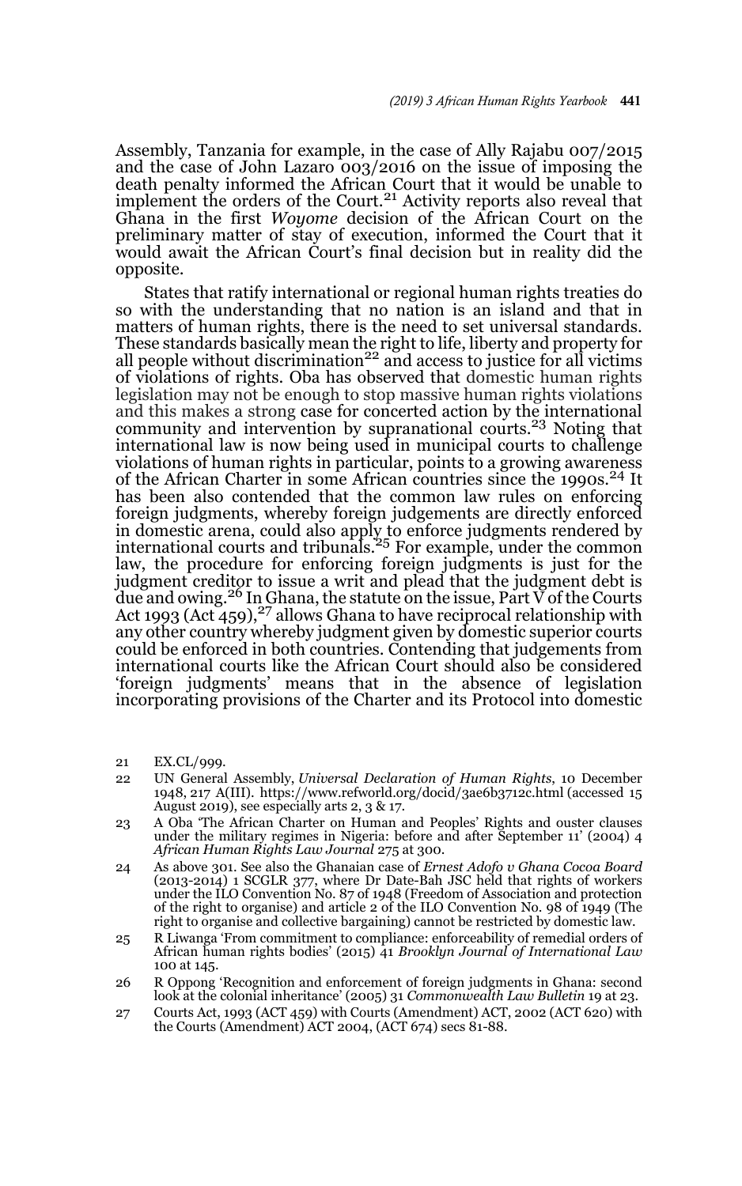Assembly, Tanzania for example, in the case of Ally Rajabu 007/2015 and the case of John Lazaro 003/2016 on the issue of imposing the death penalty informed the African Court that it would be unable to implement the orders of the Court.[21] Activity reports also reveal that Ghana in the first *Woyome* decision of the African Court on the preliminary matter of stay of execution, informed the Court that it would await the African Court's final decision but in reality did the opposite.

States that ratify international or regional human rights treaties do so with the understanding that no nation is an island and that in matters of human rights, there is the need to set universal standards. These standards basically mean the right to life, liberty and property for all people without discrimination[22] and access to justice for all victims of violations of rights. Oba has observed that domestic human rights legislation may not be enough to stop massive human rights violations and this makes a strong case for concerted action by the international community and intervention by supranational courts.[23] Noting that international law is now being used in municipal courts to challenge violations of human rights in particular, points to a growing awareness of the African Charter in some African countries since the 1990s.[24] It has been also contended that the common law rules on enforcing foreign judgments, whereby foreign judgements are directly enforced in domestic arena, could also apply to enforce judgments rendered by international courts and tribunals.[25] For example, under the common law, the procedure for enforcing foreign judgments is just for the judgment creditor to issue a writ and plead that the judgment debt is due and owing.[26] In Ghana, the statute on the issue, Part V of the Courts Act 1993 (Act 459),[27] allows Ghana to have reciprocal relationship with any other country whereby judgment given by domestic superior courts could be enforced in both countries. Contending that judgements from international courts like the African Court should also be considered 'foreign judgments' means that in the absence of legislation incorporating provisions of the Charter and its Protocol into domestic

21 EX.CL/999.

22 UN General Assembly, *Universal Declaration of Human Rights,* 10 December 1948, 217 A(III). https://www.refworld.org/docid/3ae6b3712c.html (accessed 15 August 2019), see especially arts 2, 3 & 17.

23 A Oba 'The African Charter on Human and Peoples' Rights and ouster clauses under the military regimes in Nigeria: before and after September 11' (2004) 4 *African Human Rights Law Journal* 275 at 300.

24 As above 301. See also the Ghanaian case of *Ernest Adofo v Ghana Cocoa Board* (2013-2014) 1 SCGLR 377, where Dr Date-Bah JSC held that rights of workers under the ILO Convention No. 87 of 1948 (Freedom of Association and protection of the right to organise) and article 2 of the ILO Convention No. 98 of 1949 (The right to organise and collective bargaining) cannot be restricted by domestic law.

25 R Liwanga 'From commitment to compliance: enforceability of remedial orders of African human rights bodies' (2015) 41 *Brooklyn Journal of International Law* 100 at 145.

26 R Oppong 'Recognition and enforcement of foreign judgments in Ghana: second look at the colonial inheritance' (2005) 31 *Commonwealth Law Bulletin* 19 at 23.

27 Courts Act, 1993 (ACT 459) with Courts (Amendment) ACT, 2002 (ACT 620) with the Courts (Amendment) ACT 2004, (ACT 674) secs 81-88.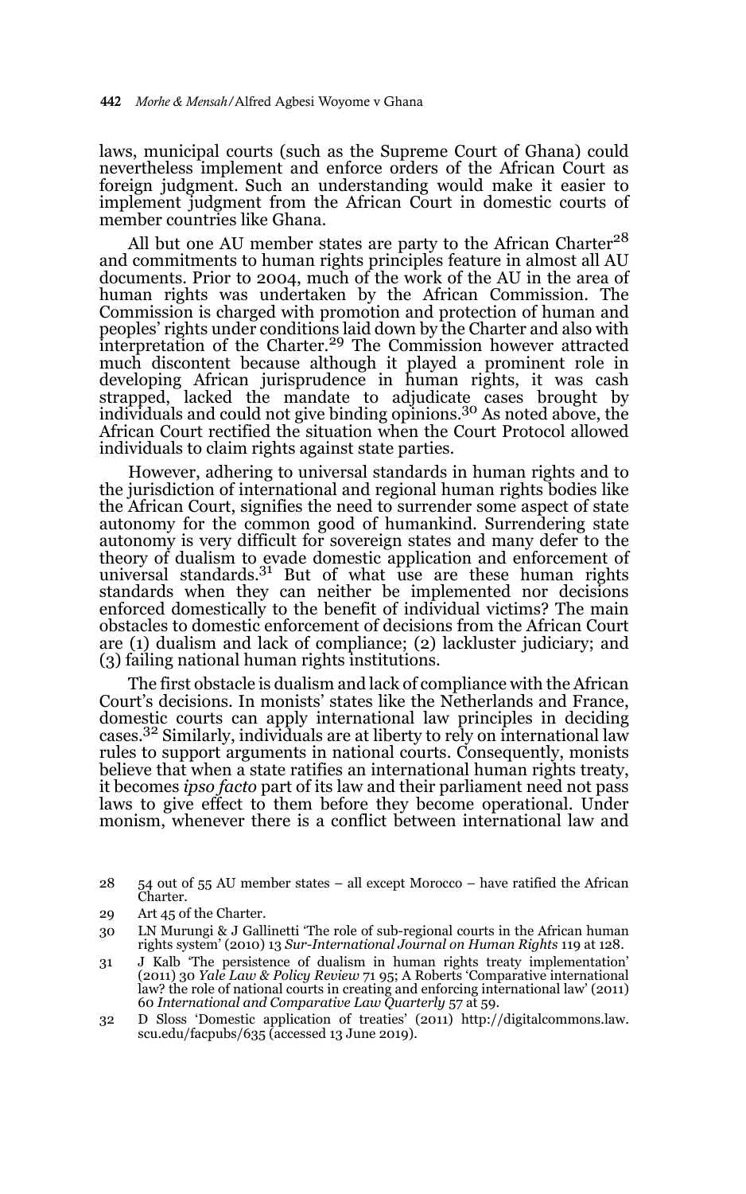laws, municipal courts (such as the Supreme Court of Ghana) could nevertheless implement and enforce orders of the African Court as foreign judgment. Such an understanding would make it easier to implement judgment from the African Court in domestic courts of member countries like Ghana.

All but one AU member states are party to the African Charter[28] and commitments to human rights principles feature in almost all AU documents. Prior to 2004, much of the work of the AU in the area of human rights was undertaken by the African Commission. The Commission is charged with promotion and protection of human and peoples' rights under conditions laid down by the Charter and also with interpretation of the Charter.[29] The Commission however attracted much discontent because although it played a prominent role in developing African jurisprudence in human rights, it was cash strapped, lacked the mandate to adjudicate cases brought by individuals and could not give binding opinions.[30] As noted above, the African Court rectified the situation when the Court Protocol allowed individuals to claim rights against state parties.

However, adhering to universal standards in human rights and to the jurisdiction of international and regional human rights bodies like the African Court, signifies the need to surrender some aspect of state autonomy for the common good of humankind. Surrendering state autonomy is very difficult for sovereign states and many defer to the theory of dualism to evade domestic application and enforcement of universal standards.[31] But of what use are these human rights standards when they can neither be implemented nor decisions enforced domestically to the benefit of individual victims? The main obstacles to domestic enforcement of decisions from the African Court are (1) dualism and lack of compliance; (2) lackluster judiciary; and (3) failing national human rights institutions.

The first obstacle is dualism and lack of compliance with the African Court's decisions. In monists' states like the Netherlands and France, domestic courts can apply international law principles in deciding cases.[32] Similarly, individuals are at liberty to rely on international law rules to support arguments in national courts. Consequently, monists believe that when a state ratifies an international human rights treaty, it becomes *ipso facto* part of its law and their parliament need not pass laws to give effect to them before they become operational. Under monism, whenever there is a conflict between international law and

28 54 out of 55 AU member states – all except Morocco – have ratified the African Charter.

29 Art 45 of the Charter.

30 LN Murungi & J Gallinetti 'The role of sub-regional courts in the African human rights system' (2010) 13 *Sur-International Journal on Human Rights* 119 at 128.

31 J Kalb 'The persistence of dualism in human rights treaty implementation' (2011) 30 *Yale Law & Policy Review* 71 95; A Roberts 'Comparative international law? the role of national courts in creating and enforcing international law' (2011) 60 *International and Comparative Law Quarterly* 57 at 59.

32 D Sloss 'Domestic application of treaties' (2011) http://digitalcommons.law.scu.edu/facpubs/635 (accessed 13 June 2019).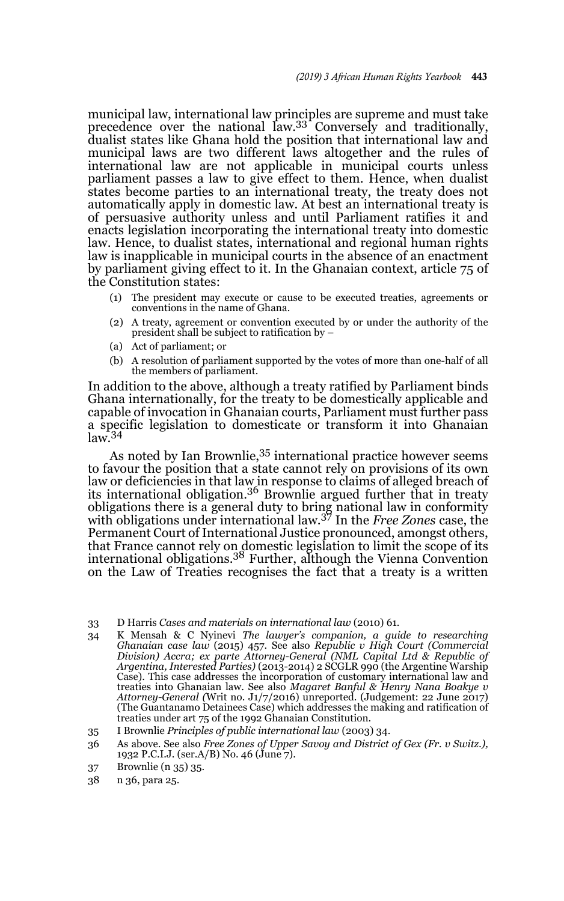municipal law, international law principles are supreme and must take precedence over the national law.[33] Conversely and traditionally, dualist states like Ghana hold the position that international law and municipal laws are two different laws altogether and the rules of international law are not applicable in municipal courts unless parliament passes a law to give effect to them. Hence, when dualist states become parties to an international treaty, the treaty does not automatically apply in domestic law. At best an international treaty is of persuasive authority unless and until Parliament ratifies it and enacts legislation incorporating the international treaty into domestic law. Hence, to dualist states, international and regional human rights law is inapplicable in municipal courts in the absence of an enactment by parliament giving effect to it. In the Ghanaian context, article 75 of the Constitution states:

> (1) The president may execute or cause to be executed treaties, agreements or conventions in the name of Ghana.
>
> (2) A treaty, agreement or convention executed by or under the authority of the president shall be subject to ratification by –
>
> (a) Act of parliament; or
>
> (b) A resolution of parliament supported by the votes of more than one-half of all the members of parliament.

In addition to the above, although a treaty ratified by Parliament binds Ghana internationally, for the treaty to be domestically applicable and capable of invocation in Ghanaian courts, Parliament must further pass a specific legislation to domesticate or transform it into Ghanaian law.[34]

As noted by Ian Brownlie,[35] international practice however seems to favour the position that a state cannot rely on provisions of its own law or deficiencies in that law in response to claims of alleged breach of its international obligation.[36] Brownlie argued further that in treaty obligations there is a general duty to bring national law in conformity with obligations under international law.[37] In the *Free Zones* case, the Permanent Court of International Justice pronounced, amongst others, that France cannot rely on domestic legislation to limit the scope of its international obligations.[38] Further, although the Vienna Convention on the Law of Treaties recognises the fact that a treaty is a written

---

33 D Harris *Cases and materials on international law* (2010) 61.

34 K Mensah & C Nyinevi *The lawyer's companion, a guide to researching Ghanaian case law* (2015) 457. See also *Republic v High Court (Commercial Division) Accra; ex parte Attorney-General (NML Capital Ltd & Republic of Argentina, Interested Parties)* (2013-2014) 2 SCGLR 990 (the Argentine Warship Case). This case addresses the incorporation of customary international law and treaties into Ghanaian law. See also *Magaret Banful & Henry Nana Boakye v Attorney-General (*Writ no. J1/7/2016) unreported. (Judgement: 22 June 2017) (The Guantanamo Detainees Case) which addresses the making and ratification of treaties under art 75 of the 1992 Ghanaian Constitution.

35 I Brownlie *Principles of public international law* (2003) 34.

36 As above. See also *Free Zones of Upper Savoy and District of Gex (Fr. v Switz.),* 1932 P.C.I.J. (ser.A/B) No. 46 (June 7).

37 Brownlie (n 35) 35.

38 n 36, para 25.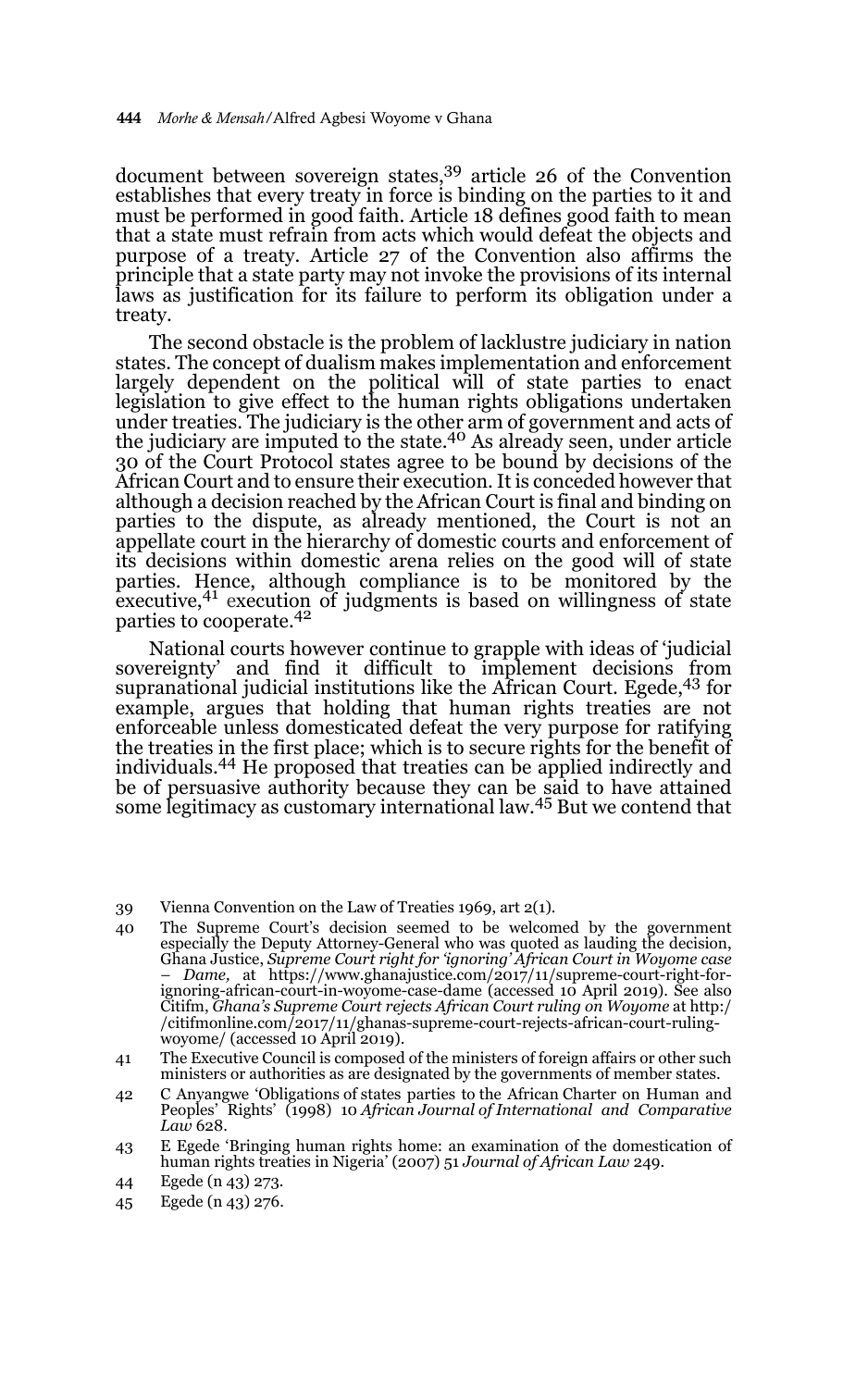document between sovereign states,[39] article 26 of the Convention establishes that every treaty in force is binding on the parties to it and must be performed in good faith. Article 18 defines good faith to mean that a state must refrain from acts which would defeat the objects and purpose of a treaty. Article 27 of the Convention also affirms the principle that a state party may not invoke the provisions of its internal laws as justification for its failure to perform its obligation under a treaty.

The second obstacle is the problem of lacklustre judiciary in nation states. The concept of dualism makes implementation and enforcement largely dependent on the political will of state parties to enact legislation to give effect to the human rights obligations undertaken under treaties. The judiciary is the other arm of government and acts of the judiciary are imputed to the state.[40] As already seen, under article 30 of the Court Protocol states agree to be bound by decisions of the African Court and to ensure their execution. It is conceded however that although a decision reached by the African Court is final and binding on parties to the dispute, as already mentioned, the Court is not an appellate court in the hierarchy of domestic courts and enforcement of its decisions within domestic arena relies on the good will of state parties. Hence, although compliance is to be monitored by the executive,[41] execution of judgments is based on willingness of state parties to cooperate.[42]

National courts however continue to grapple with ideas of 'judicial sovereignty' and find it difficult to implement decisions from supranational judicial institutions like the African Court. Egede,[43] for example, argues that holding that human rights treaties are not enforceable unless domesticated defeat the very purpose for ratifying the treaties in the first place; which is to secure rights for the benefit of individuals.[44] He proposed that treaties can be applied indirectly and be of persuasive authority because they can be said to have attained some legitimacy as customary international law.[45] But we contend that

---

39 Vienna Convention on the Law of Treaties 1969, art 2(1).

40 The Supreme Court's decision seemed to be welcomed by the government especially the Deputy Attorney-General who was quoted as lauding the decision, Ghana Justice, *Supreme Court right for 'ignoring' African Court in Woyome case – Dame,* at https://www.ghanajustice.com/2017/11/supreme-court-right-for-ignoring-african-court-in-woyome-case-dame (accessed 10 April 2019). See also Citifm, *Ghana's Supreme Court rejects African Court ruling on Woyome* at http://citifmonline.com/2017/11/ghanas-supreme-court-rejects-african-court-ruling-woyome/ (accessed 10 April 2019).

41 The Executive Council is composed of the ministers of foreign affairs or other such ministers or authorities as are designated by the governments of member states.

42 C Anyangwe 'Obligations of states parties to the African Charter on Human and Peoples' Rights' (1998) 10 *African Journal of International and Comparative Law* 628.

43 E Egede 'Bringing human rights home: an examination of the domestication of human rights treaties in Nigeria' (2007) 51 *Journal of African Law* 249.

44 Egede (n 43) 273.

45 Egede (n 43) 276.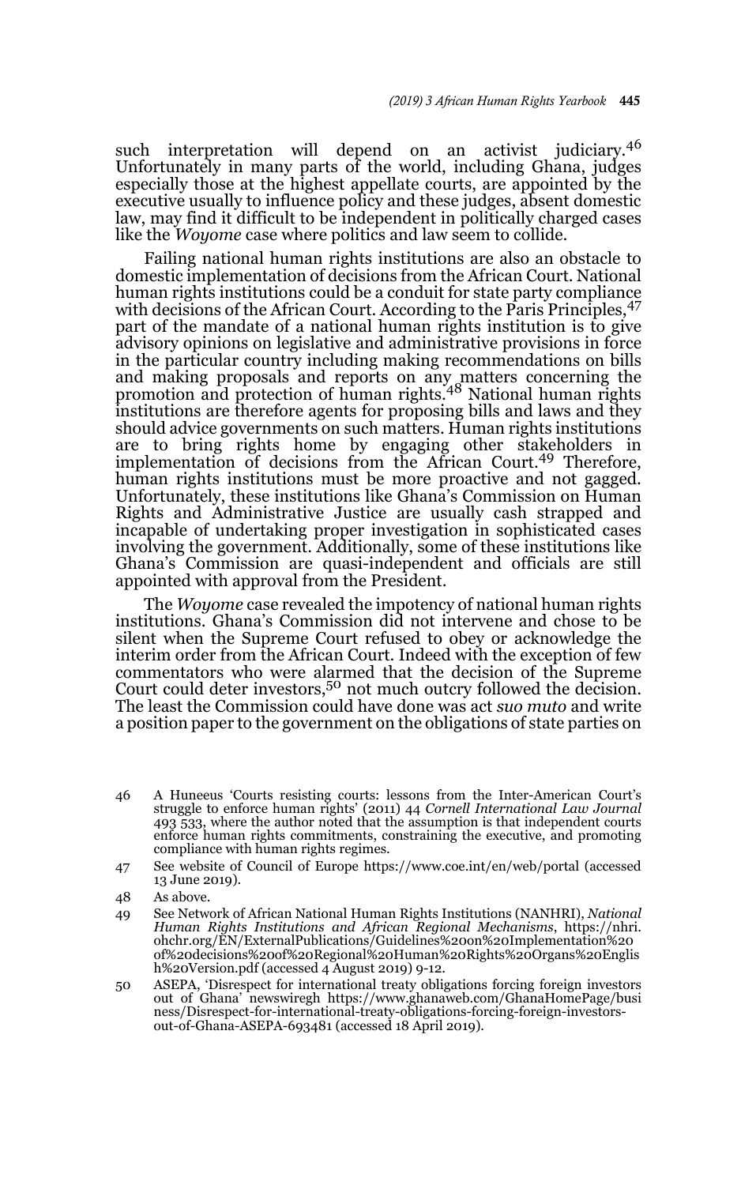such interpretation will depend on an activist judiciary.[46] Unfortunately in many parts of the world, including Ghana, judges especially those at the highest appellate courts, are appointed by the executive usually to influence policy and these judges, absent domestic law, may find it difficult to be independent in politically charged cases like the *Woyome* case where politics and law seem to collide.

Failing national human rights institutions are also an obstacle to domestic implementation of decisions from the African Court. National human rights institutions could be a conduit for state party compliance with decisions of the African Court. According to the Paris Principles,[47] part of the mandate of a national human rights institution is to give advisory opinions on legislative and administrative provisions in force in the particular country including making recommendations on bills and making proposals and reports on any matters concerning the promotion and protection of human rights.[48] National human rights institutions are therefore agents for proposing bills and laws and they should advice governments on such matters. Human rights institutions are to bring rights home by engaging other stakeholders in implementation of decisions from the African Court.[49] Therefore, human rights institutions must be more proactive and not gagged. Unfortunately, these institutions like Ghana's Commission on Human Rights and Administrative Justice are usually cash strapped and incapable of undertaking proper investigation in sophisticated cases involving the government. Additionally, some of these institutions like Ghana's Commission are quasi-independent and officials are still appointed with approval from the President.

The *Woyome* case revealed the impotency of national human rights institutions. Ghana's Commission did not intervene and chose to be silent when the Supreme Court refused to obey or acknowledge the interim order from the African Court. Indeed with the exception of few commentators who were alarmed that the decision of the Supreme Court could deter investors,[50] not much outcry followed the decision. The least the Commission could have done was act *suo muto* and write a position paper to the government on the obligations of state parties on

---

46 A Huneeus 'Courts resisting courts: lessons from the Inter-American Court's struggle to enforce human rights' (2011) 44 *Cornell International Law Journal* 493 533, where the author noted that the assumption is that independent courts enforce human rights commitments, constraining the executive, and promoting compliance with human rights regimes.

47 See website of Council of Europe https://www.coe.int/en/web/portal (accessed 13 June 2019).

48 As above.

49 See Network of African National Human Rights Institutions (NANHRI), *National Human Rights Institutions and African Regional Mechanisms*, https://nhri.ohchr.org/EN/ExternalPublications/Guidelines%20on%20Implementation%20of%20decisions%20of%20Regional%20Human%20Rights%20Organs%20English%20Version.pdf (accessed 4 August 2019) 9-12.

50 ASEPA, 'Disrespect for international treaty obligations forcing foreign investors out of Ghana' newswiregh https://www.ghanaweb.com/GhanaHomePage/business/Disrespect-for-international-treaty-obligations-forcing-foreign-investors-out-of-Ghana-ASEPA-693481 (accessed 18 April 2019).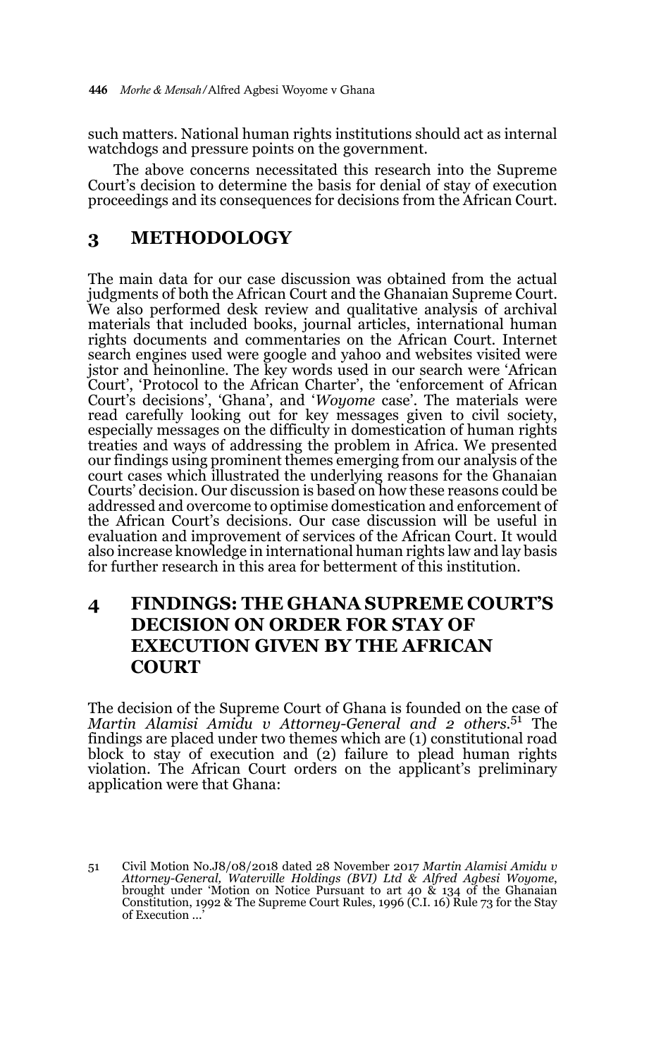such matters. National human rights institutions should act as internal watchdogs and pressure points on the government.

The above concerns necessitated this research into the Supreme Court's decision to determine the basis for denial of stay of execution proceedings and its consequences for decisions from the African Court.

## 3 METHODOLOGY

The main data for our case discussion was obtained from the actual judgments of both the African Court and the Ghanaian Supreme Court. We also performed desk review and qualitative analysis of archival materials that included books, journal articles, international human rights documents and commentaries on the African Court. Internet search engines used were google and yahoo and websites visited were jstor and heinonline. The key words used in our search were 'African Court', 'Protocol to the African Charter', the 'enforcement of African Court's decisions', 'Ghana', and '*Woyome* case'. The materials were read carefully looking out for key messages given to civil society, especially messages on the difficulty in domestication of human rights treaties and ways of addressing the problem in Africa. We presented our findings using prominent themes emerging from our analysis of the court cases which illustrated the underlying reasons for the Ghanaian Courts' decision. Our discussion is based on how these reasons could be addressed and overcome to optimise domestication and enforcement of the African Court's decisions. Our case discussion will be useful in evaluation and improvement of services of the African Court. It would also increase knowledge in international human rights law and lay basis for further research in this area for betterment of this institution.

## 4 FINDINGS: THE GHANA SUPREME COURT'S DECISION ON ORDER FOR STAY OF EXECUTION GIVEN BY THE AFRICAN COURT

The decision of the Supreme Court of Ghana is founded on the case of *Martin Alamisi Amidu v Attorney-General and 2 others*.[51] The findings are placed under two themes which are (1) constitutional road block to stay of execution and (2) failure to plead human rights violation. The African Court orders on the applicant's preliminary application were that Ghana:

51 Civil Motion No.J8/08/2018 dated 28 November 2017 *Martin Alamisi Amidu v Attorney-General, Waterville Holdings (BVI) Ltd & Alfred Agbesi Woyome*, brought under 'Motion on Notice Pursuant to art 40 & 134 of the Ghanaian Constitution, 1992 & The Supreme Court Rules, 1996 (C.I. 16) Rule 73 for the Stay of Execution …'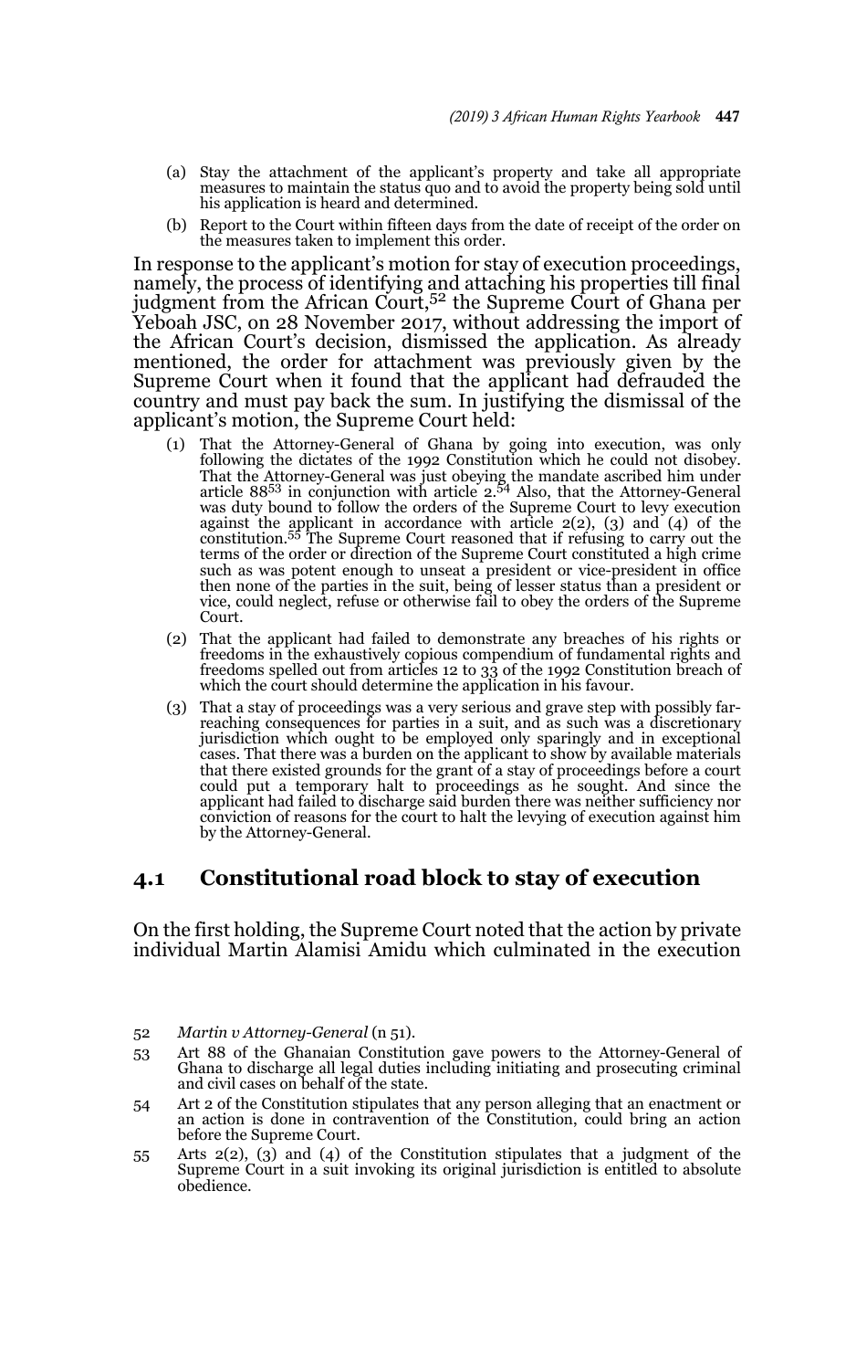(a) Stay the attachment of the applicant's property and take all appropriate measures to maintain the status quo and to avoid the property being sold until his application is heard and determined.

(b) Report to the Court within fifteen days from the date of receipt of the order on the measures taken to implement this order.

In response to the applicant's motion for stay of execution proceedings, namely, the process of identifying and attaching his properties till final judgment from the African Court,[52] the Supreme Court of Ghana per Yeboah JSC, on 28 November 2017, without addressing the import of the African Court's decision, dismissed the application. As already mentioned, the order for attachment was previously given by the Supreme Court when it found that the applicant had defrauded the country and must pay back the sum. In justifying the dismissal of the applicant's motion, the Supreme Court held:

(1) That the Attorney-General of Ghana by going into execution, was only following the dictates of the 1992 Constitution which he could not disobey. That the Attorney-General was just obeying the mandate ascribed him under article 88[53] in conjunction with article 2.[54] Also, that the Attorney-General was duty bound to follow the orders of the Supreme Court to levy execution against the applicant in accordance with article 2(2), (3) and (4) of the constitution.[55] The Supreme Court reasoned that if refusing to carry out the terms of the order or direction of the Supreme Court constituted a high crime such as was potent enough to unseat a president or vice-president in office then none of the parties in the suit, being of lesser status than a president or vice, could neglect, refuse or otherwise fail to obey the orders of the Supreme Court.

(2) That the applicant had failed to demonstrate any breaches of his rights or freedoms in the exhaustively copious compendium of fundamental rights and freedoms spelled out from articles 12 to 33 of the 1992 Constitution breach of which the court should determine the application in his favour.

(3) That a stay of proceedings was a very serious and grave step with possibly far-reaching consequences for parties in a suit, and as such was a discretionary jurisdiction which ought to be employed only sparingly and in exceptional cases. That there was a burden on the applicant to show by available materials that there existed grounds for the grant of a stay of proceedings before a court could put a temporary halt to proceedings as he sought. And since the applicant had failed to discharge said burden there was neither sufficiency nor conviction of reasons for the court to halt the levying of execution against him by the Attorney-General.

## 4.1 Constitutional road block to stay of execution

On the first holding, the Supreme Court noted that the action by private individual Martin Alamisi Amidu which culminated in the execution

52 *Martin v Attorney-General* (n 51).

53 Art 88 of the Ghanaian Constitution gave powers to the Attorney-General of Ghana to discharge all legal duties including initiating and prosecuting criminal and civil cases on behalf of the state.

54 Art 2 of the Constitution stipulates that any person alleging that an enactment or an action is done in contravention of the Constitution, could bring an action before the Supreme Court.

55 Arts 2(2), (3) and (4) of the Constitution stipulates that a judgment of the Supreme Court in a suit invoking its original jurisdiction is entitled to absolute obedience.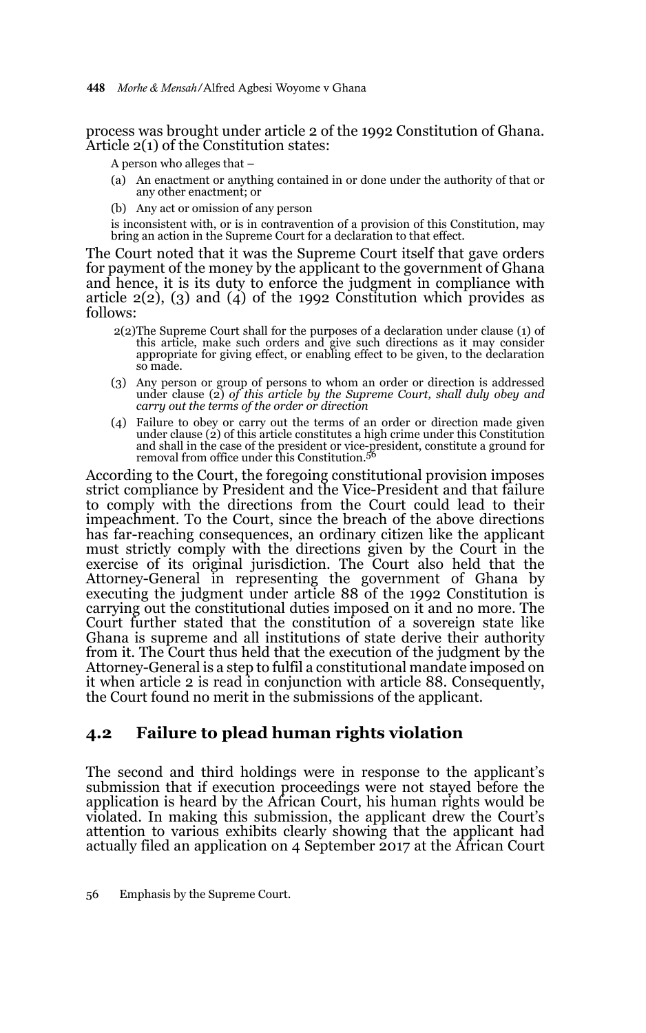process was brought under article 2 of the 1992 Constitution of Ghana. Article 2(1) of the Constitution states:

> A person who alleges that –
>
> (a) An enactment or anything contained in or done under the authority of that or any other enactment; or
>
> (b) Any act or omission of any person
>
> is inconsistent with, or is in contravention of a provision of this Constitution, may bring an action in the Supreme Court for a declaration to that effect.

The Court noted that it was the Supreme Court itself that gave orders for payment of the money by the applicant to the government of Ghana and hence, it is its duty to enforce the judgment in compliance with article 2(2), (3) and (4) of the 1992 Constitution which provides as follows:

> 2(2)The Supreme Court shall for the purposes of a declaration under clause (1) of this article, make such orders and give such directions as it may consider appropriate for giving effect, or enabling effect to be given, to the declaration so made.
>
> (3) Any person or group of persons to whom an order or direction is addressed under clause (2) *of this article by the Supreme Court, shall duly obey and carry out the terms of the order or direction*
>
> (4) Failure to obey or carry out the terms of an order or direction made given under clause (2) of this article constitutes a high crime under this Constitution and shall in the case of the president or vice-president, constitute a ground for removal from office under this Constitution.[56]

According to the Court, the foregoing constitutional provision imposes strict compliance by President and the Vice-President and that failure to comply with the directions from the Court could lead to their impeachment. To the Court, since the breach of the above directions has far-reaching consequences, an ordinary citizen like the applicant must strictly comply with the directions given by the Court in the exercise of its original jurisdiction. The Court also held that the Attorney-General in representing the government of Ghana by executing the judgment under article 88 of the 1992 Constitution is carrying out the constitutional duties imposed on it and no more. The Court further stated that the constitution of a sovereign state like Ghana is supreme and all institutions of state derive their authority from it. The Court thus held that the execution of the judgment by the Attorney-General is a step to fulfil a constitutional mandate imposed on it when article 2 is read in conjunction with article 88. Consequently, the Court found no merit in the submissions of the applicant.

## 4.2 Failure to plead human rights violation

The second and third holdings were in response to the applicant's submission that if execution proceedings were not stayed before the application is heard by the African Court, his human rights would be violated. In making this submission, the applicant drew the Court's attention to various exhibits clearly showing that the applicant had actually filed an application on 4 September 2017 at the African Court

56 Emphasis by the Supreme Court.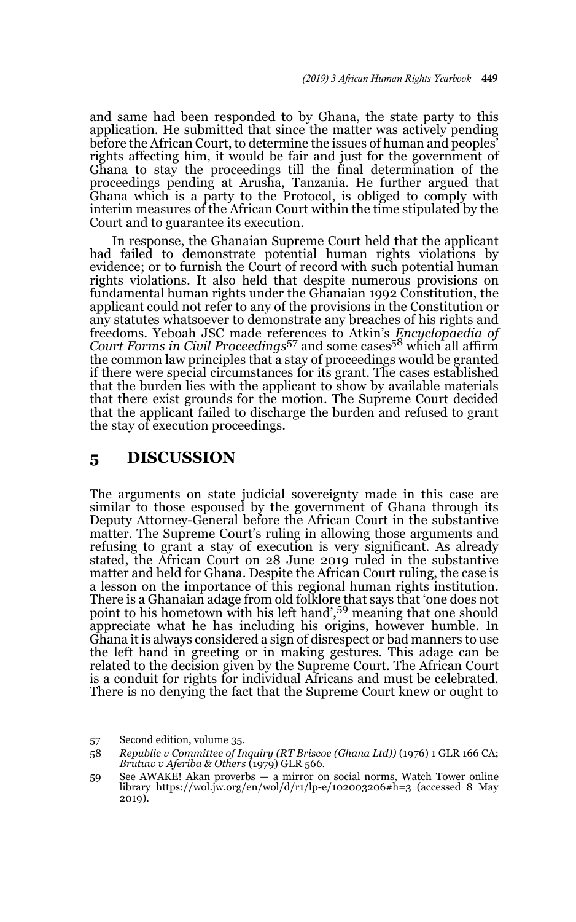and same had been responded to by Ghana, the state party to this application. He submitted that since the matter was actively pending before the African Court, to determine the issues of human and peoples' rights affecting him, it would be fair and just for the government of Ghana to stay the proceedings till the final determination of the proceedings pending at Arusha, Tanzania. He further argued that Ghana which is a party to the Protocol, is obliged to comply with interim measures of the African Court within the time stipulated by the Court and to guarantee its execution.

In response, the Ghanaian Supreme Court held that the applicant had failed to demonstrate potential human rights violations by evidence; or to furnish the Court of record with such potential human rights violations. It also held that despite numerous provisions on fundamental human rights under the Ghanaian 1992 Constitution, the applicant could not refer to any of the provisions in the Constitution or any statutes whatsoever to demonstrate any breaches of his rights and freedoms. Yeboah JSC made references to Atkin's *Encyclopaedia of Court Forms in Civil Proceedings*[57] and some cases[58] which all affirm the common law principles that a stay of proceedings would be granted if there were special circumstances for its grant. The cases established that the burden lies with the applicant to show by available materials that there exist grounds for the motion. The Supreme Court decided that the applicant failed to discharge the burden and refused to grant the stay of execution proceedings.

## 5 DISCUSSION

The arguments on state judicial sovereignty made in this case are similar to those espoused by the government of Ghana through its Deputy Attorney-General before the African Court in the substantive matter. The Supreme Court's ruling in allowing those arguments and refusing to grant a stay of execution is very significant. As already stated, the African Court on 28 June 2019 ruled in the substantive matter and held for Ghana. Despite the African Court ruling, the case is a lesson on the importance of this regional human rights institution. There is a Ghanaian adage from old folklore that says that 'one does not point to his hometown with his left hand',[59] meaning that one should appreciate what he has including his origins, however humble. In Ghana it is always considered a sign of disrespect or bad manners to use the left hand in greeting or in making gestures. This adage can be related to the decision given by the Supreme Court. The African Court is a conduit for rights for individual Africans and must be celebrated. There is no denying the fact that the Supreme Court knew or ought to

57 Second edition, volume 35.

58 *Republic v Committee of Inquiry (RT Briscoe (Ghana Ltd))* (1976) 1 GLR 166 CA; *Brutuw v Aferiba & Others* (1979) GLR 566.

59 See AWAKE! Akan proverbs — a mirror on social norms, Watch Tower online library https://wol.jw.org/en/wol/d/r1/lp-e/102003206#h=3 (accessed 8 May 2019).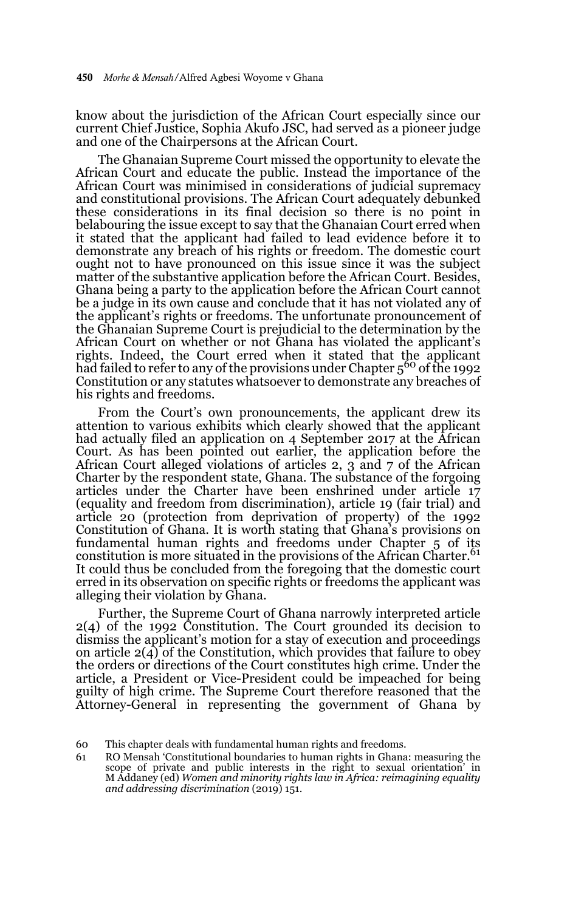know about the jurisdiction of the African Court especially since our current Chief Justice, Sophia Akufo JSC, had served as a pioneer judge and one of the Chairpersons at the African Court.

The Ghanaian Supreme Court missed the opportunity to elevate the African Court and educate the public. Instead the importance of the African Court was minimised in considerations of judicial supremacy and constitutional provisions. The African Court adequately debunked these considerations in its final decision so there is no point in belabouring the issue except to say that the Ghanaian Court erred when it stated that the applicant had failed to lead evidence before it to demonstrate any breach of his rights or freedom. The domestic court ought not to have pronounced on this issue since it was the subject matter of the substantive application before the African Court. Besides, Ghana being a party to the application before the African Court cannot be a judge in its own cause and conclude that it has not violated any of the applicant's rights or freedoms. The unfortunate pronouncement of the Ghanaian Supreme Court is prejudicial to the determination by the African Court on whether or not Ghana has violated the applicant's rights. Indeed, the Court erred when it stated that the applicant had failed to refer to any of the provisions under Chapter 5[60] of the 1992 Constitution or any statutes whatsoever to demonstrate any breaches of his rights and freedoms.

From the Court's own pronouncements, the applicant drew its attention to various exhibits which clearly showed that the applicant had actually filed an application on 4 September 2017 at the African Court. As has been pointed out earlier, the application before the African Court alleged violations of articles 2, 3 and 7 of the African Charter by the respondent state, Ghana. The substance of the forgoing articles under the Charter have been enshrined under article 17 (equality and freedom from discrimination), article 19 (fair trial) and article 20 (protection from deprivation of property) of the 1992 Constitution of Ghana. It is worth stating that Ghana's provisions on fundamental human rights and freedoms under Chapter 5 of its constitution is more situated in the provisions of the African Charter.[61] It could thus be concluded from the foregoing that the domestic court erred in its observation on specific rights or freedoms the applicant was alleging their violation by Ghana.

Further, the Supreme Court of Ghana narrowly interpreted article 2(4) of the 1992 Constitution. The Court grounded its decision to dismiss the applicant's motion for a stay of execution and proceedings on article 2(4) of the Constitution, which provides that failure to obey the orders or directions of the Court constitutes high crime. Under the article, a President or Vice-President could be impeached for being guilty of high crime. The Supreme Court therefore reasoned that the Attorney-General in representing the government of Ghana by

60 This chapter deals with fundamental human rights and freedoms.

61 RO Mensah 'Constitutional boundaries to human rights in Ghana: measuring the scope of private and public interests in the right to sexual orientation' in M Addaney (ed) *Women and minority rights law in Africa: reimagining equality and addressing discrimination* (2019) 151.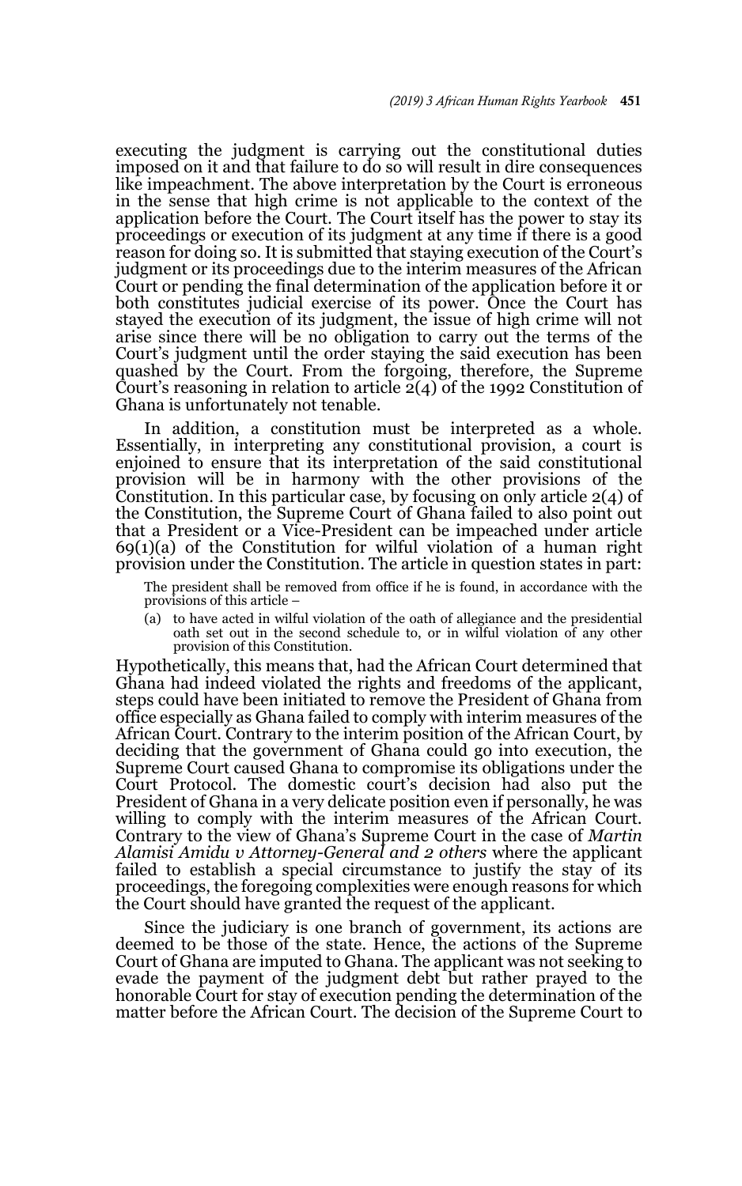executing the judgment is carrying out the constitutional duties imposed on it and that failure to do so will result in dire consequences like impeachment. The above interpretation by the Court is erroneous in the sense that high crime is not applicable to the context of the application before the Court. The Court itself has the power to stay its proceedings or execution of its judgment at any time if there is a good reason for doing so. It is submitted that staying execution of the Court's judgment or its proceedings due to the interim measures of the African Court or pending the final determination of the application before it or both constitutes judicial exercise of its power. Once the Court has stayed the execution of its judgment, the issue of high crime will not arise since there will be no obligation to carry out the terms of the Court's judgment until the order staying the said execution has been quashed by the Court. From the forgoing, therefore, the Supreme Court's reasoning in relation to article 2(4) of the 1992 Constitution of Ghana is unfortunately not tenable.

In addition, a constitution must be interpreted as a whole. Essentially, in interpreting any constitutional provision, a court is enjoined to ensure that its interpretation of the said constitutional provision will be in harmony with the other provisions of the Constitution. In this particular case, by focusing on only article 2(4) of the Constitution, the Supreme Court of Ghana failed to also point out that a President or a Vice-President can be impeached under article 69(1)(a) of the Constitution for wilful violation of a human right provision under the Constitution. The article in question states in part:

> The president shall be removed from office if he is found, in accordance with the provisions of this article –
>
> (a) to have acted in wilful violation of the oath of allegiance and the presidential oath set out in the second schedule to, or in wilful violation of any other provision of this Constitution.

Hypothetically, this means that, had the African Court determined that Ghana had indeed violated the rights and freedoms of the applicant, steps could have been initiated to remove the President of Ghana from office especially as Ghana failed to comply with interim measures of the African Court. Contrary to the interim position of the African Court, by deciding that the government of Ghana could go into execution, the Supreme Court caused Ghana to compromise its obligations under the Court Protocol. The domestic court's decision had also put the President of Ghana in a very delicate position even if personally, he was willing to comply with the interim measures of the African Court. Contrary to the view of Ghana's Supreme Court in the case of *Martin Alamisi Amidu v Attorney-General and 2 others* where the applicant failed to establish a special circumstance to justify the stay of its proceedings, the foregoing complexities were enough reasons for which the Court should have granted the request of the applicant.

Since the judiciary is one branch of government, its actions are deemed to be those of the state. Hence, the actions of the Supreme Court of Ghana are imputed to Ghana. The applicant was not seeking to evade the payment of the judgment debt but rather prayed to the honorable Court for stay of execution pending the determination of the matter before the African Court. The decision of the Supreme Court to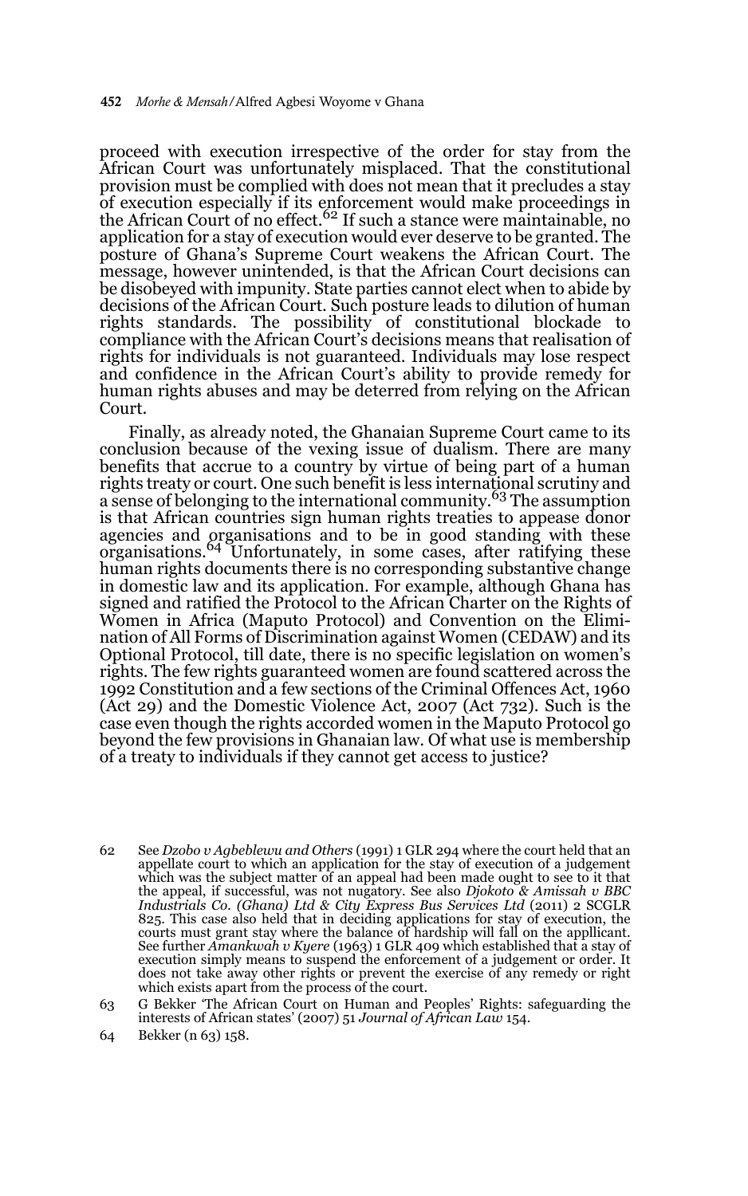proceed with execution irrespective of the order for stay from the African Court was unfortunately misplaced. That the constitutional provision must be complied with does not mean that it precludes a stay of execution especially if its enforcement would make proceedings in the African Court of no effect.[62] If such a stance were maintainable, no application for a stay of execution would ever deserve to be granted. The posture of Ghana's Supreme Court weakens the African Court. The message, however unintended, is that the African Court decisions can be disobeyed with impunity. State parties cannot elect when to abide by decisions of the African Court. Such posture leads to dilution of human rights standards. The possibility of constitutional blockade to compliance with the African Court's decisions means that realisation of rights for individuals is not guaranteed. Individuals may lose respect and confidence in the African Court's ability to provide remedy for human rights abuses and may be deterred from relying on the African Court.

Finally, as already noted, the Ghanaian Supreme Court came to its conclusion because of the vexing issue of dualism. There are many benefits that accrue to a country by virtue of being part of a human rights treaty or court. One such benefit is less international scrutiny and a sense of belonging to the international community.[63] The assumption is that African countries sign human rights treaties to appease donor agencies and organisations and to be in good standing with these organisations.[64] Unfortunately, in some cases, after ratifying these human rights documents there is no corresponding substantive change in domestic law and its application. For example, although Ghana has signed and ratified the Protocol to the African Charter on the Rights of Women in Africa (Maputo Protocol) and Convention on the Elimination of All Forms of Discrimination against Women (CEDAW) and its Optional Protocol, till date, there is no specific legislation on women's rights. The few rights guaranteed women are found scattered across the 1992 Constitution and a few sections of the Criminal Offences Act, 1960 (Act 29) and the Domestic Violence Act, 2007 (Act 732). Such is the case even though the rights accorded women in the Maputo Protocol go beyond the few provisions in Ghanaian law. Of what use is membership of a treaty to individuals if they cannot get access to justice?

62 See *Dzobo v Agbeblewu and Others* (1991) 1 GLR 294 where the court held that an appellate court to which an application for the stay of execution of a judgement which was the subject matter of an appeal had been made ought to see to it that the appeal, if successful, was not nugatory. See also *Djokoto & Amissah v BBC Industrials Co. (Ghana) Ltd & City Express Bus Services Ltd* (2011) 2 SCGLR 825. This case also held that in deciding applications for stay of execution, the courts must grant stay where the balance of hardship will fall on the appllicant. See further *Amankwah v Kyere* (1963) 1 GLR 409 which established that a stay of execution simply means to suspend the enforcement of a judgement or order. It does not take away other rights or prevent the exercise of any remedy or right which exists apart from the process of the court.

63 G Bekker 'The African Court on Human and Peoples' Rights: safeguarding the interests of African states' (2007) 51 *Journal of African Law* 154.

64 Bekker (n 63) 158.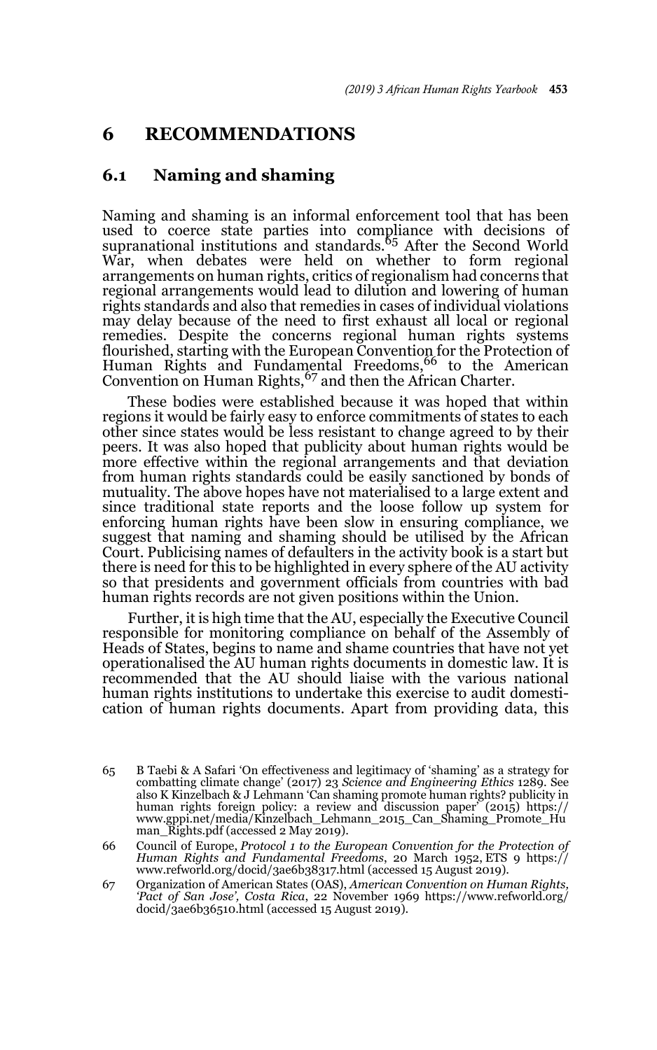# 6 RECOMMENDATIONS

## 6.1 Naming and shaming

Naming and shaming is an informal enforcement tool that has been used to coerce state parties into compliance with decisions of supranational institutions and standards.[65] After the Second World War, when debates were held on whether to form regional arrangements on human rights, critics of regionalism had concerns that regional arrangements would lead to dilution and lowering of human rights standards and also that remedies in cases of individual violations may delay because of the need to first exhaust all local or regional remedies. Despite the concerns regional human rights systems flourished, starting with the European Convention for the Protection of Human Rights and Fundamental Freedoms,[66] to the American Convention on Human Rights,[67] and then the African Charter.

These bodies were established because it was hoped that within regions it would be fairly easy to enforce commitments of states to each other since states would be less resistant to change agreed to by their peers. It was also hoped that publicity about human rights would be more effective within the regional arrangements and that deviation from human rights standards could be easily sanctioned by bonds of mutuality. The above hopes have not materialised to a large extent and since traditional state reports and the loose follow up system for enforcing human rights have been slow in ensuring compliance, we suggest that naming and shaming should be utilised by the African Court. Publicising names of defaulters in the activity book is a start but there is need for this to be highlighted in every sphere of the AU activity so that presidents and government officials from countries with bad human rights records are not given positions within the Union.

Further, it is high time that the AU, especially the Executive Council responsible for monitoring compliance on behalf of the Assembly of Heads of States, begins to name and shame countries that have not yet operationalised the AU human rights documents in domestic law. It is recommended that the AU should liaise with the various national human rights institutions to undertake this exercise to audit domestication of human rights documents. Apart from providing data, this

---

65 B Taebi & A Safari 'On effectiveness and legitimacy of 'shaming' as a strategy for combatting climate change' (2017) 23 *Science and Engineering Ethics* 1289. See also K Kinzelbach & J Lehmann 'Can shaming promote human rights? publicity in human rights foreign policy: a review and discussion paper' (2015) https://www.gppi.net/media/Kinzelbach_Lehmann_2015_Can_Shaming_Promote_Human_Rights.pdf (accessed 2 May 2019).

66 Council of Europe, *Protocol 1 to the European Convention for the Protection of Human Rights and Fundamental Freedoms*, 20 March 1952, ETS 9 https://www.refworld.org/docid/3ae6b38317.html (accessed 15 August 2019).

67 Organization of American States (OAS), *American Convention on Human Rights, 'Pact of San Jose', Costa Rica*, 22 November 1969 https://www.refworld.org/docid/3ae6b36510.html (accessed 15 August 2019).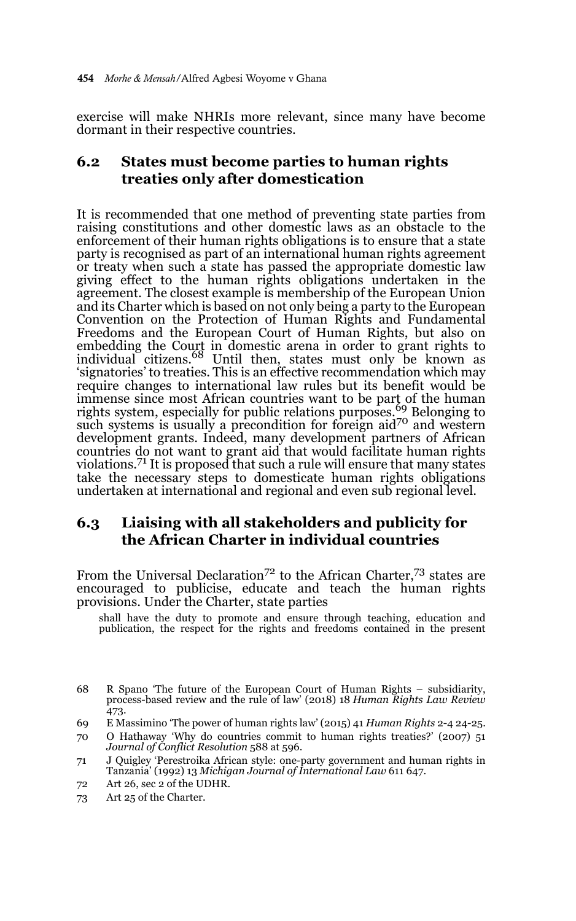exercise will make NHRIs more relevant, since many have become dormant in their respective countries.

## 6.2 States must become parties to human rights treaties only after domestication

It is recommended that one method of preventing state parties from raising constitutions and other domestic laws as an obstacle to the enforcement of their human rights obligations is to ensure that a state party is recognised as part of an international human rights agreement or treaty when such a state has passed the appropriate domestic law giving effect to the human rights obligations undertaken in the agreement. The closest example is membership of the European Union and its Charter which is based on not only being a party to the European Convention on the Protection of Human Rights and Fundamental Freedoms and the European Court of Human Rights, but also on embedding the Court in domestic arena in order to grant rights to individual citizens.[68] Until then, states must only be known as 'signatories' to treaties. This is an effective recommendation which may require changes to international law rules but its benefit would be immense since most African countries want to be part of the human rights system, especially for public relations purposes.[69] Belonging to such systems is usually a precondition for foreign aid[70] and western development grants. Indeed, many development partners of African countries do not want to grant aid that would facilitate human rights violations.[71] It is proposed that such a rule will ensure that many states take the necessary steps to domesticate human rights obligations undertaken at international and regional and even sub regional level.

## 6.3 Liaising with all stakeholders and publicity for the African Charter in individual countries

From the Universal Declaration[72] to the African Charter,[73] states are encouraged to publicise, educate and teach the human rights provisions. Under the Charter, state parties

> shall have the duty to promote and ensure through teaching, education and publication, the respect for the rights and freedoms contained in the present

---

68 R Spano 'The future of the European Court of Human Rights – subsidiarity, process-based review and the rule of law' (2018) 18 *Human Rights Law Review* 473.

69 E Massimino 'The power of human rights law' (2015) 41 *Human Rights* 2-4 24-25.

70 O Hathaway 'Why do countries commit to human rights treaties?' (2007) 51 *Journal of Conflict Resolution* 588 at 596.

71 J Quigley 'Perestroika African style: one-party government and human rights in Tanzania' (1992) 13 *Michigan Journal of International Law* 611 647.

72 Art 26, sec 2 of the UDHR.

73 Art 25 of the Charter.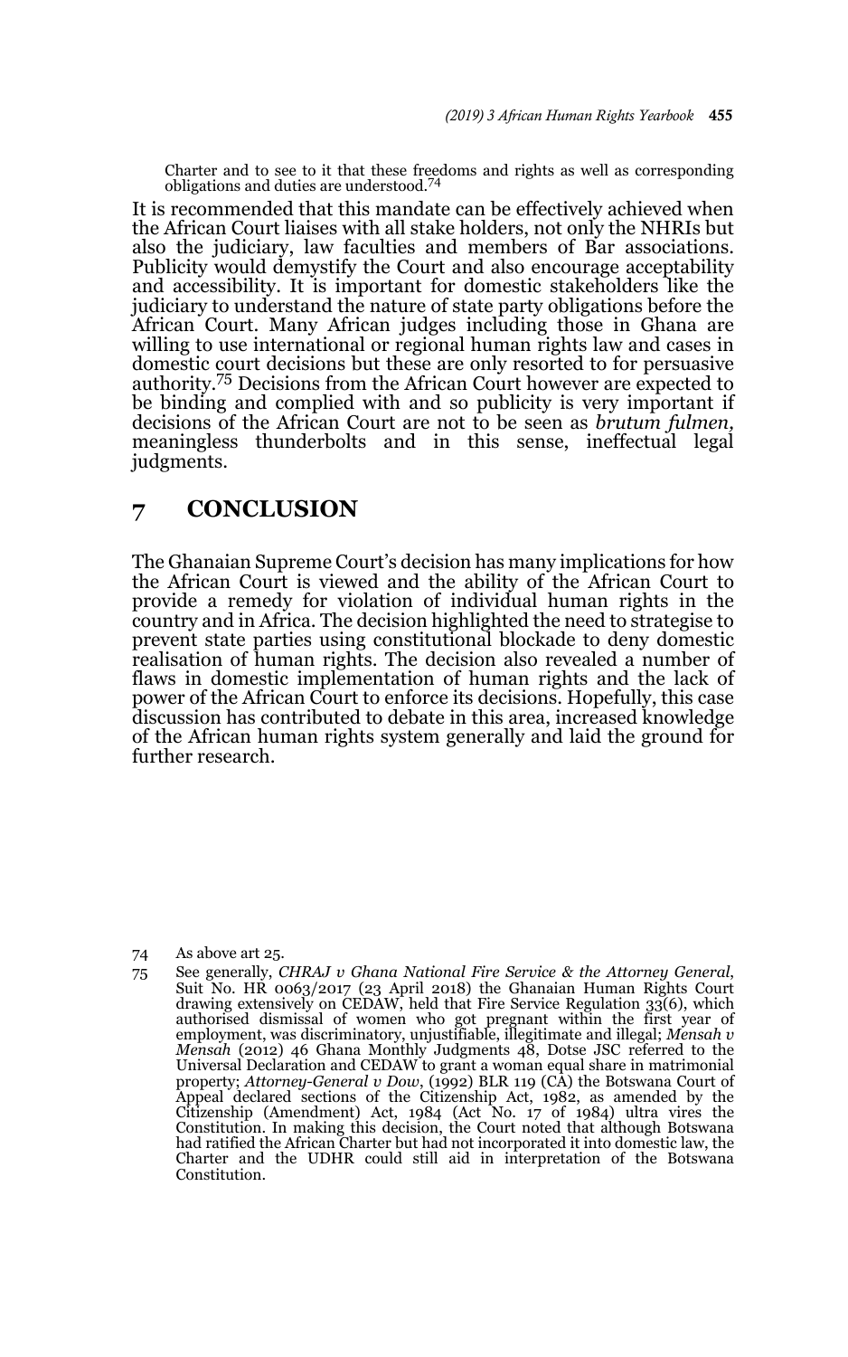Charter and to see to it that these freedoms and rights as well as corresponding obligations and duties are understood.[74]

It is recommended that this mandate can be effectively achieved when the African Court liaises with all stake holders, not only the NHRIs but also the judiciary, law faculties and members of Bar associations. Publicity would demystify the Court and also encourage acceptability and accessibility. It is important for domestic stakeholders like the judiciary to understand the nature of state party obligations before the African Court. Many African judges including those in Ghana are willing to use international or regional human rights law and cases in domestic court decisions but these are only resorted to for persuasive authority.[75] Decisions from the African Court however are expected to be binding and complied with and so publicity is very important if decisions of the African Court are not to be seen as *brutum fulmen,* meaningless thunderbolts and in this sense, ineffectual legal judgments.

## 7 CONCLUSION

The Ghanaian Supreme Court's decision has many implications for how the African Court is viewed and the ability of the African Court to provide a remedy for violation of individual human rights in the country and in Africa. The decision highlighted the need to strategise to prevent state parties using constitutional blockade to deny domestic realisation of human rights. The decision also revealed a number of flaws in domestic implementation of human rights and the lack of power of the African Court to enforce its decisions. Hopefully, this case discussion has contributed to debate in this area, increased knowledge of the African human rights system generally and laid the ground for further research.

---

74 As above art 25.

75 See generally, *CHRAJ v Ghana National Fire Service & the Attorney General*, Suit No. HR 0063/2017 (23 April 2018) the Ghanaian Human Rights Court drawing extensively on CEDAW, held that Fire Service Regulation 33(6), which authorised dismissal of women who got pregnant within the first year of employment, was discriminatory, unjustifiable, illegitimate and illegal; *Mensah v Mensah* (2012) 46 Ghana Monthly Judgments 48, Dotse JSC referred to the Universal Declaration and CEDAW to grant a woman equal share in matrimonial property; *Attorney-General v Dow*, (1992) BLR 119 (CA) the Botswana Court of Appeal declared sections of the Citizenship Act, 1982, as amended by the Citizenship (Amendment) Act, 1984 (Act No. 17 of 1984) ultra vires the Constitution. In making this decision, the Court noted that although Botswana had ratified the African Charter but had not incorporated it into domestic law, the Charter and the UDHR could still aid in interpretation of the Botswana Constitution.